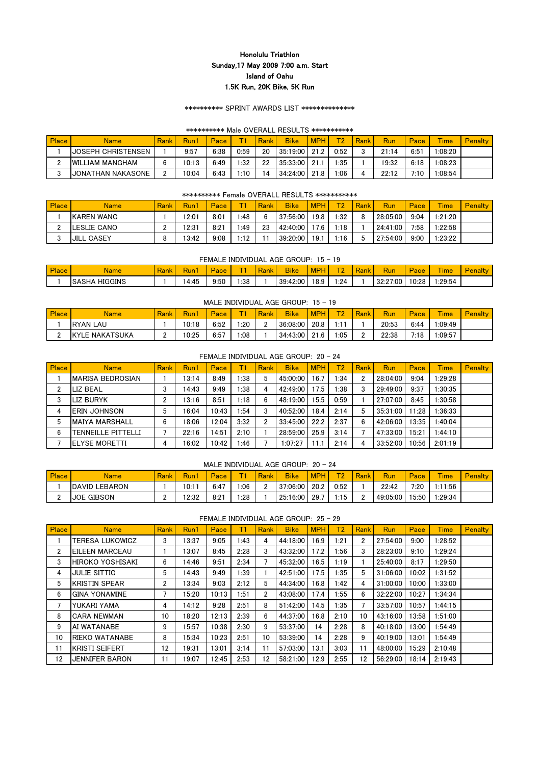# Honolulu Triathlon

**Sunday,17 May 2009 7:00 a.m. Start**

**Island of Oahu**

**1.5K Run, 20K Bike, 5K Run**

********** SPRINT AWARDS LIST **************

********** Male OVERALL RESULTS ***********

| Place | Name | Rank | Run1 | Pace | T1 | Rank | Bike | MPH | T2 | Rank | Run | Pace | Time | Penalty |
|---|---|---|---|---|---|---|---|---|---|---|---|---|---|---|
| 1 | JOSEPH CHRISTENSEN | 1 | 9:57 | 6:38 | 0:59 | 20 | 35:19:00 | 21.2 | 0:52 | 3 | 21:14 | 6:51 | 1:08:20 | |
| 2 | WILLIAM MANGHAM | 6 | 10:13 | 6:49 | 1:32 | 22 | 35:33:00 | 21.1 | 1:35 | 1 | 19:32 | 6:18 | 1:08:23 | |
| 3 | JONATHAN NAKASONE | 2 | 10:04 | 6:43 | 1:10 | 14 | 34:24:00 | 21.8 | 1:06 | 4 | 22:12 | 7:10 | 1:08:54 | |

********** Female OVERALL RESULTS ***********

| Place | Name | Rank | Run1 | Pace | T1 | Rank | Bike | MPH | T2 | Rank | Run | Pace | Time | Penalty |
|---|---|---|---|---|---|---|---|---|---|---|---|---|---|---|
| 1 | KAREN WANG | 1 | 12:01 | 8:01 | 1:48 | 6 | 37:56:00 | 19.8 | 1:32 | 8 | 28:05:00 | 9:04 | 1:21:20 | |
| 2 | LESLIE CANO | 2 | 12:31 | 8:21 | 1:49 | 23 | 42:40:00 | 17.6 | 1:18 | 3 | 24:41:00 | 7:58 | 1:22:58 | |
| 3 | JILL CASEY | 8 | 13:42 | 9:08 | 1:12 | 11 | 39:20:00 | 19.1 | 1:16 | 5 | 27:54:00 | 9:00 | 1:23:22 | |

FEMALE INDIVIDUAL AGE GROUP: 15 - 19

| Place | Name | Rank | Run1 | Pace | T1 | Rank | Bike | MPH | T2 | Rank | Run | Pace | Time | Penalty |
|---|---|---|---|---|---|---|---|---|---|---|---|---|---|---|
| 1 | SASHA HIGGINS | 1 | 14:45 | 9:50 | 1:38 | 1 | 39:42:00 | 18.9 | 1:24 | 1 | 32:27:00 | 10:28 | 1:29:54 | |

MALE INDIVIDUAL AGE GROUP: 15 - 19

| Place | Name | Rank | Run1 | Pace | T1 | Rank | Bike | MPH | T2 | Rank | Run | Pace | Time | Penalty |
|---|---|---|---|---|---|---|---|---|---|---|---|---|---|---|
| 1 | RYAN LAU | 1 | 10:18 | 6:52 | 1:20 | 2 | 36:08:00 | 20.8 | 1:11 | 1 | 20:53 | 6:44 | 1:09:49 | |
| 2 | KYLE NAKATSUKA | 2 | 10:25 | 6:57 | 1:08 | 1 | 34:43:00 | 21.6 | 1:05 | 2 | 22:38 | 7:18 | 1:09:57 | |

FEMALE INDIVIDUAL AGE GROUP: 20 - 24

| Place | Name | Rank | Run1 | Pace | T1 | Rank | Bike | MPH | T2 | Rank | Run | Pace | Time | Penalty |
|---|---|---|---|---|---|---|---|---|---|---|---|---|---|---|
| 1 | MARISA BEDROSIAN | 1 | 13:14 | 8:49 | 1:38 | 5 | 45:00:00 | 16.7 | 1:34 | 2 | 28:04:00 | 9:04 | 1:29:28 | |
| 2 | LIZ BEAL | 3 | 14:43 | 9:49 | 1:38 | 4 | 42:49:00 | 17.5 | 1:38 | 3 | 29:49:00 | 9:37 | 1:30:35 | |
| 3 | LIZ BURYK | 2 | 13:16 | 8:51 | 1:18 | 6 | 48:19:00 | 15.5 | 0:59 | 1 | 27:07:00 | 8:45 | 1:30:58 | |
| 4 | ERIN JOHNSON | 5 | 16:04 | 10:43 | 1:54 | 3 | 40:52:00 | 18.4 | 2:14 | 5 | 35:31:00 | 11:28 | 1:36:33 | |
| 5 | MAIYA MARSHALL | 6 | 18:06 | 12:04 | 3:32 | 2 | 33:45:00 | 22.2 | 2:37 | 6 | 42:06:00 | 13:35 | 1:40:04 | |
| 6 | TENNEILLE PITTELLI | 7 | 22:16 | 14:51 | 2:10 | 1 | 28:59:00 | 25.9 | 3:14 | 7 | 47:33:00 | 15:21 | 1:44:10 | |
| 7 | ELYSE MORETTI | 4 | 16:02 | 10:42 | 1:46 | 7 | 1:07:27 | 11.1 | 2:14 | 4 | 33:52:00 | 10:56 | 2:01:19 | |

MALE INDIVIDUAL AGE GROUP: 20 - 24

| Place | Name | Rank | Run1 | Pace | T1 | Rank | Bike | MPH | T2 | Rank | Run | Pace | Time | Penalty |
|---|---|---|---|---|---|---|---|---|---|---|---|---|---|---|
| 1 | DAVID LEBARON | 1 | 10:11 | 6:47 | 1:06 | 2 | 37:06:00 | 20.2 | 0:52 | 1 | 22:42 | 7:20 | 1:11:56 | |
| 2 | JOE GIBSON | 2 | 12:32 | 8:21 | 1:28 | 1 | 25:16:00 | 29.7 | 1:15 | 2 | 49:05:00 | 15:50 | 1:29:34 | |

FEMALE INDIVIDUAL AGE GROUP: 25 - 29

| Place | Name | Rank | Run1 | Pace | T1 | Rank | Bike | MPH | T2 | Rank | Run | Pace | Time | Penalty |
|---|---|---|---|---|---|---|---|---|---|---|---|---|---|---|
| 1 | TERESA LUKOWICZ | 3 | 13:37 | 9:05 | 1:43 | 4 | 44:18:00 | 16.9 | 1:21 | 2 | 27:54:00 | 9:00 | 1:28:52 | |
| 2 | EILEEN MARCEAU | 1 | 13:07 | 8:45 | 2:28 | 3 | 43:32:00 | 17.2 | 1:56 | 3 | 28:23:00 | 9:10 | 1:29:24 | |
| 3 | HIROKO YOSHISAKI | 6 | 14:46 | 9:51 | 2:34 | 7 | 45:32:00 | 16.5 | 1:19 | 1 | 25:40:00 | 8:17 | 1:29:50 | |
| 4 | JULIE SITTIG | 5 | 14:43 | 9:49 | 1:39 | 1 | 42:51:00 | 17.5 | 1:35 | 5 | 31:06:00 | 10:02 | 1:31:52 | |
| 5 | KRISTIN SPEAR | 2 | 13:34 | 9:03 | 2:12 | 5 | 44:34:00 | 16.8 | 1:42 | 4 | 31:00:00 | 10:00 | 1:33:00 | |
| 6 | GINA YONAMINE | 7 | 15:20 | 10:13 | 1:51 | 2 | 43:08:00 | 17.4 | 1:55 | 6 | 32:22:00 | 10:27 | 1:34:34 | |
| 7 | YUKARI YAMA | 4 | 14:12 | 9:28 | 2:51 | 8 | 51:42:00 | 14.5 | 1:35 | 7 | 33:57:00 | 10:57 | 1:44:15 | |
| 8 | CARA NEWMAN | 10 | 18:20 | 12:13 | 2:39 | 6 | 44:37:00 | 16.8 | 2:10 | 10 | 43:16:00 | 13:58 | 1:51:00 | |
| 9 | AI WATANABE | 9 | 15:57 | 10:38 | 2:30 | 9 | 53:37:00 | 14 | 2:28 | 8 | 40:18:00 | 13:00 | 1:54:49 | |
| 10 | RIEKO WATANABE | 8 | 15:34 | 10:23 | 2:51 | 10 | 53:39:00 | 14 | 2:28 | 9 | 40:19:00 | 13:01 | 1:54:49 | |
| 11 | KRISTI SEIFERT | 12 | 19:31 | 13:01 | 3:14 | 11 | 57:03:00 | 13.1 | 3:03 | 11 | 48:00:00 | 15:29 | 2:10:48 | |
| 12 | JENNIFER BARON | 11 | 19:07 | 12:45 | 2:53 | 12 | 58:21:00 | 12.9 | 2:55 | 12 | 56:29:00 | 18:14 | 2:19:43 | |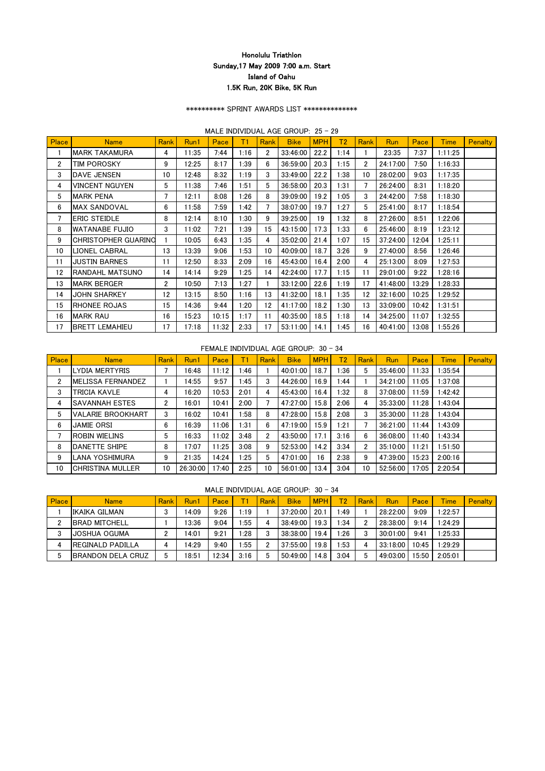**Honolulu Triathlon**
**Sunday,17 May 2009 7:00 a.m. Start**
**Island of Oahu**
**1.5K Run, 20K Bike, 5K Run**

********** SPRINT AWARDS LIST **************

MALE INDIVIDUAL AGE GROUP: 25 - 29

| Place | Name | Rank | Run1 | Pace | T1 | Rank | Bike | MPH | T2 | Rank | Run | Pace | Time | Penalty |
|---|---|---|---|---|---|---|---|---|---|---|---|---|---|---|
| 1 | MARK TAKAMURA | 4 | 11:35 | 7:44 | 1:16 | 2 | 33:46:00 | 22.2 | 1:14 | 1 | 23:35 | 7:37 | 1:11:25 | |
| 2 | TIM POROSKY | 9 | 12:25 | 8:17 | 1:39 | 6 | 36:59:00 | 20.3 | 1:15 | 2 | 24:17:00 | 7:50 | 1:16:33 | |
| 3 | DAVE JENSEN | 10 | 12:48 | 8:32 | 1:19 | 3 | 33:49:00 | 22.2 | 1:38 | 10 | 28:02:00 | 9:03 | 1:17:35 | |
| 4 | VINCENT NGUYEN | 5 | 11:38 | 7:46 | 1:51 | 5 | 36:58:00 | 20.3 | 1:31 | 7 | 26:24:00 | 8:31 | 1:18:20 | |
| 5 | MARK PENA | 7 | 12:11 | 8:08 | 1:26 | 8 | 39:09:00 | 19.2 | 1:05 | 3 | 24:42:00 | 7:58 | 1:18:30 | |
| 6 | MAX SANDOVAL | 6 | 11:58 | 7:59 | 1:42 | 7 | 38:07:00 | 19.7 | 1:27 | 5 | 25:41:00 | 8:17 | 1:18:54 | |
| 7 | ERIC STEIDLE | 8 | 12:14 | 8:10 | 1:30 | 9 | 39:25:00 | 19 | 1:32 | 8 | 27:26:00 | 8:51 | 1:22:06 | |
| 8 | WATANABE FUJIO | 3 | 11:02 | 7:21 | 1:39 | 15 | 43:15:00 | 17.3 | 1:33 | 6 | 25:46:00 | 8:19 | 1:23:12 | |
| 9 | CHRISTOPHER GUARINO | 1 | 10:05 | 6:43 | 1:35 | 4 | 35:02:00 | 21.4 | 1:07 | 15 | 37:24:00 | 12:04 | 1:25:11 | |
| 10 | LIONEL CABRAL | 13 | 13:39 | 9:06 | 1:53 | 10 | 40:09:00 | 18.7 | 3:26 | 9 | 27:40:00 | 8:56 | 1:26:46 | |
| 11 | JUSTIN BARNES | 11 | 12:50 | 8:33 | 2:09 | 16 | 45:43:00 | 16.4 | 2:00 | 4 | 25:13:00 | 8:09 | 1:27:53 | |
| 12 | RANDAHL MATSUNO | 14 | 14:14 | 9:29 | 1:25 | 14 | 42:24:00 | 17.7 | 1:15 | 11 | 29:01:00 | 9:22 | 1:28:16 | |
| 13 | MARK BERGER | 2 | 10:50 | 7:13 | 1:27 | 1 | 33:12:00 | 22.6 | 1:19 | 17 | 41:48:00 | 13:29 | 1:28:33 | |
| 14 | JOHN SHARKEY | 12 | 13:15 | 8:50 | 1:16 | 13 | 41:32:00 | 18.1 | 1:35 | 12 | 32:16:00 | 10:25 | 1:29:52 | |
| 15 | RHONEE ROJAS | 15 | 14:36 | 9:44 | 1:20 | 12 | 41:17:00 | 18.2 | 1:30 | 13 | 33:09:00 | 10:42 | 1:31:51 | |
| 16 | MARK RAU | 16 | 15:23 | 10:15 | 1:17 | 11 | 40:35:00 | 18.5 | 1:18 | 14 | 34:25:00 | 11:07 | 1:32:55 | |
| 17 | BRETT LEMAHIEU | 17 | 17:18 | 11:32 | 2:33 | 17 | 53:11:00 | 14.1 | 1:45 | 16 | 40:41:00 | 13:08 | 1:55:26 | |

FEMALE INDIVIDUAL AGE GROUP: 30 - 34

| Place | Name | Rank | Run1 | Pace | T1 | Rank | Bike | MPH | T2 | Rank | Run | Pace | Time | Penalty |
|---|---|---|---|---|---|---|---|---|---|---|---|---|---|---|
| 1 | LYDIA MERTYRIS | 7 | 16:48 | 11:12 | 1:46 | 1 | 40:01:00 | 18.7 | 1:36 | 5 | 35:46:00 | 11:33 | 1:35:54 | |
| 2 | MELISSA FERNANDEZ | 1 | 14:55 | 9:57 | 1:45 | 3 | 44:26:00 | 16.9 | 1:44 | 1 | 34:21:00 | 11:05 | 1:37:08 | |
| 3 | TRICIA KAVLE | 4 | 16:20 | 10:53 | 2:01 | 4 | 45:43:00 | 16.4 | 1:32 | 8 | 37:08:00 | 11:59 | 1:42:42 | |
| 4 | SAVANNAH ESTES | 2 | 16:01 | 10:41 | 2:00 | 7 | 47:27:00 | 15.8 | 2:06 | 4 | 35:33:00 | 11:28 | 1:43:04 | |
| 5 | VALARIE BROOKHART | 3 | 16:02 | 10:41 | 1:58 | 8 | 47:28:00 | 15.8 | 2:08 | 3 | 35:30:00 | 11:28 | 1:43:04 | |
| 6 | JAMIE ORSI | 6 | 16:39 | 11:06 | 1:31 | 6 | 47:19:00 | 15.9 | 1:21 | 7 | 36:21:00 | 11:44 | 1:43:09 | |
| 7 | ROBIN WIELINS | 5 | 16:33 | 11:02 | 3:48 | 2 | 43:50:00 | 17.1 | 3:16 | 6 | 36:08:00 | 11:40 | 1:43:34 | |
| 8 | DANETTE SHIPE | 8 | 17:07 | 11:25 | 3:08 | 9 | 52:53:00 | 14.2 | 3:34 | 2 | 35:10:00 | 11:21 | 1:51:50 | |
| 9 | LANA YOSHIMURA | 9 | 21:35 | 14:24 | 1:25 | 5 | 47:01:00 | 16 | 2:38 | 9 | 47:39:00 | 15:23 | 2:00:16 | |
| 10 | CHRISTINA MULLER | 10 | 26:30:00 | 17:40 | 2:25 | 10 | 56:01:00 | 13.4 | 3:04 | 10 | 52:56:00 | 17:05 | 2:20:54 | |

MALE INDIVIDUAL AGE GROUP: 30 - 34

| Place | Name | Rank | Run1 | Pace | T1 | Rank | Bike | MPH | T2 | Rank | Run | Pace | Time | Penalty |
|---|---|---|---|---|---|---|---|---|---|---|---|---|---|---|
| 1 | IKAIKA GILMAN | 3 | 14:09 | 9:26 | 1:19 | 1 | 37:20:00 | 20.1 | 1:49 | 1 | 28:22:00 | 9:09 | 1:22:57 | |
| 2 | BRAD MITCHELL | 1 | 13:36 | 9:04 | 1:55 | 4 | 38:49:00 | 19.3 | 1:34 | 2 | 28:38:00 | 9:14 | 1:24:29 | |
| 3 | JOSHUA OGUMA | 2 | 14:01 | 9:21 | 1:28 | 3 | 38:38:00 | 19.4 | 1:26 | 3 | 30:01:00 | 9:41 | 1:25:33 | |
| 4 | REGINALD PADILLA | 4 | 14:29 | 9:40 | 1:55 | 2 | 37:55:00 | 19.8 | 1:53 | 4 | 33:18:00 | 10:45 | 1:29:29 | |
| 5 | BRANDON DELA CRUZ | 5 | 18:51 | 12:34 | 3:16 | 5 | 50:49:00 | 14.8 | 3:04 | 5 | 49:03:00 | 15:50 | 2:05:01 | |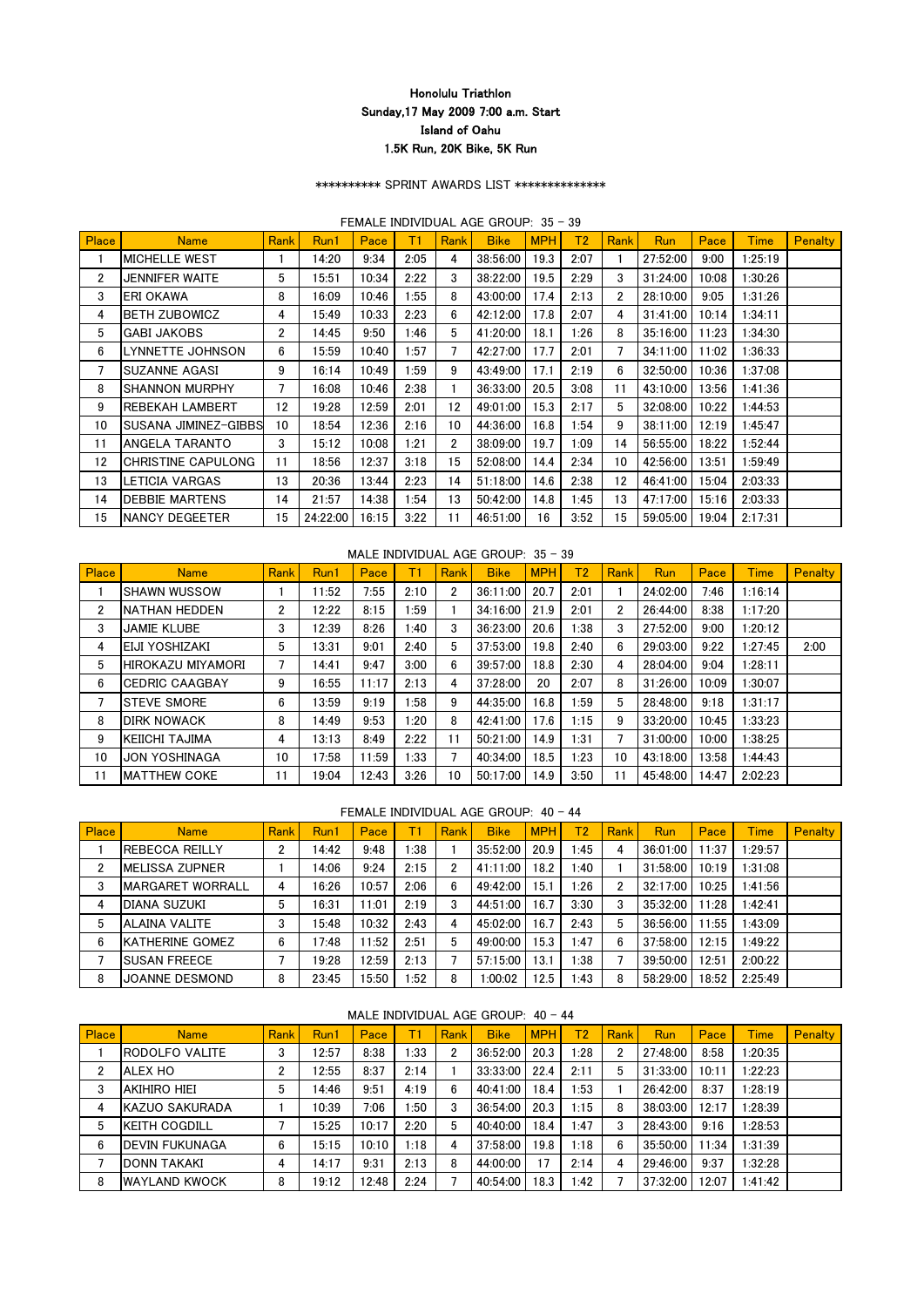**Honolulu Triathlon**
**Sunday,17 May 2009 7:00 a.m. Start**
**Island of Oahu**
**1.5K Run, 20K Bike, 5K Run**

********** SPRINT AWARDS LIST **************

FEMALE INDIVIDUAL AGE GROUP: 35 - 39

| Place | Name | Rank | Run1 | Pace | T1 | Rank | Bike | MPH | T2 | Rank | Run | Pace | Time | Penalty |
|---|---|---|---|---|---|---|---|---|---|---|---|---|---|---|
| 1 | MICHELLE WEST | 1 | 14:20 | 9:34 | 2:05 | 4 | 38:56:00 | 19.3 | 2:07 | 1 | 27:52:00 | 9:00 | 1:25:19 | |
| 2 | JENNIFER WAITE | 5 | 15:51 | 10:34 | 2:22 | 3 | 38:22:00 | 19.5 | 2:29 | 3 | 31:24:00 | 10:08 | 1:30:26 | |
| 3 | ERI OKAWA | 8 | 16:09 | 10:46 | 1:55 | 8 | 43:00:00 | 17.4 | 2:13 | 2 | 28:10:00 | 9:05 | 1:31:26 | |
| 4 | BETH ZUBOWICZ | 4 | 15:49 | 10:33 | 2:23 | 6 | 42:12:00 | 17.8 | 2:07 | 4 | 31:41:00 | 10:14 | 1:34:11 | |
| 5 | GABI JAKOBS | 2 | 14:45 | 9:50 | 1:46 | 5 | 41:20:00 | 18.1 | 1:26 | 8 | 35:16:00 | 11:23 | 1:34:30 | |
| 6 | LYNNETTE JOHNSON | 6 | 15:59 | 10:40 | 1:57 | 7 | 42:27:00 | 17.7 | 2:01 | 7 | 34:11:00 | 11:02 | 1:36:33 | |
| 7 | SUZANNE AGASI | 9 | 16:14 | 10:49 | 1:59 | 9 | 43:49:00 | 17.1 | 2:19 | 6 | 32:50:00 | 10:36 | 1:37:08 | |
| 8 | SHANNON MURPHY | 7 | 16:08 | 10:46 | 2:38 | 1 | 36:33:00 | 20.5 | 3:08 | 11 | 43:10:00 | 13:56 | 1:41:36 | |
| 9 | REBEKAH LAMBERT | 12 | 19:28 | 12:59 | 2:01 | 12 | 49:01:00 | 15.3 | 2:17 | 5 | 32:08:00 | 10:22 | 1:44:53 | |
| 10 | SUSANA JIMINEZ-GIBBS | 10 | 18:54 | 12:36 | 2:16 | 10 | 44:36:00 | 16.8 | 1:54 | 9 | 38:11:00 | 12:19 | 1:45:47 | |
| 11 | ANGELA TARANTO | 3 | 15:12 | 10:08 | 1:21 | 2 | 38:09:00 | 19.7 | 1:09 | 14 | 56:55:00 | 18:22 | 1:52:44 | |
| 12 | CHRISTINE CAPULONG | 11 | 18:56 | 12:37 | 3:18 | 15 | 52:08:00 | 14.4 | 2:34 | 10 | 42:56:00 | 13:51 | 1:59:49 | |
| 13 | LETICIA VARGAS | 13 | 20:36 | 13:44 | 2:23 | 14 | 51:18:00 | 14.6 | 2:38 | 12 | 46:41:00 | 15:04 | 2:03:33 | |
| 14 | DEBBIE MARTENS | 14 | 21:57 | 14:38 | 1:54 | 13 | 50:42:00 | 14.8 | 1:45 | 13 | 47:17:00 | 15:16 | 2:03:33 | |
| 15 | NANCY DEGEETER | 15 | 24:22:00 | 16:15 | 3:22 | 11 | 46:51:00 | 16 | 3:52 | 15 | 59:05:00 | 19:04 | 2:17:31 | |

MALE INDIVIDUAL AGE GROUP: 35 - 39

| Place | Name | Rank | Run1 | Pace | T1 | Rank | Bike | MPH | T2 | Rank | Run | Pace | Time | Penalty |
|---|---|---|---|---|---|---|---|---|---|---|---|---|---|---|
| 1 | SHAWN WUSSOW | 1 | 11:52 | 7:55 | 2:10 | 2 | 36:11:00 | 20.7 | 2:01 | 1 | 24:02:00 | 7:46 | 1:16:14 | |
| 2 | NATHAN HEDDEN | 2 | 12:22 | 8:15 | 1:59 | 1 | 34:16:00 | 21.9 | 2:01 | 2 | 26:44:00 | 8:38 | 1:17:20 | |
| 3 | JAMIE KLUBE | 3 | 12:39 | 8:26 | 1:40 | 3 | 36:23:00 | 20.6 | 1:38 | 3 | 27:52:00 | 9:00 | 1:20:12 | |
| 4 | EIJI YOSHIZAKI | 5 | 13:31 | 9:01 | 2:40 | 5 | 37:53:00 | 19.8 | 2:40 | 6 | 29:03:00 | 9:22 | 1:27:45 | 2:00 |
| 5 | HIROKAZU MIYAMORI | 7 | 14:41 | 9:47 | 3:00 | 6 | 39:57:00 | 18.8 | 2:30 | 4 | 28:04:00 | 9:04 | 1:28:11 | |
| 6 | CEDRIC CAAGBAY | 9 | 16:55 | 11:17 | 2:13 | 4 | 37:28:00 | 20 | 2:07 | 8 | 31:26:00 | 10:09 | 1:30:07 | |
| 7 | STEVE SMORE | 6 | 13:59 | 9:19 | 1:58 | 9 | 44:35:00 | 16.8 | 1:59 | 5 | 28:48:00 | 9:18 | 1:31:17 | |
| 8 | DIRK NOWACK | 8 | 14:49 | 9:53 | 1:20 | 8 | 42:41:00 | 17.6 | 1:15 | 9 | 33:20:00 | 10:45 | 1:33:23 | |
| 9 | KEIICHI TAJIMA | 4 | 13:13 | 8:49 | 2:22 | 11 | 50:21:00 | 14.9 | 1:31 | 7 | 31:00:00 | 10:00 | 1:38:25 | |
| 10 | JON YOSHINAGA | 10 | 17:58 | 11:59 | 1:33 | 7 | 40:34:00 | 18.5 | 1:23 | 10 | 43:18:00 | 13:58 | 1:44:43 | |
| 11 | MATTHEW COKE | 11 | 19:04 | 12:43 | 3:26 | 10 | 50:17:00 | 14.9 | 3:50 | 11 | 45:48:00 | 14:47 | 2:02:23 | |

FEMALE INDIVIDUAL AGE GROUP: 40 - 44

| Place | Name | Rank | Run1 | Pace | T1 | Rank | Bike | MPH | T2 | Rank | Run | Pace | Time | Penalty |
|---|---|---|---|---|---|---|---|---|---|---|---|---|---|---|
| 1 | REBECCA REILLY | 2 | 14:42 | 9:48 | 1:38 | 1 | 35:52:00 | 20.9 | 1:45 | 4 | 36:01:00 | 11:37 | 1:29:57 | |
| 2 | MELISSA ZUPNER | 1 | 14:06 | 9:24 | 2:15 | 2 | 41:11:00 | 18.2 | 1:40 | 1 | 31:58:00 | 10:19 | 1:31:08 | |
| 3 | MARGARET WORRALL | 4 | 16:26 | 10:57 | 2:06 | 6 | 49:42:00 | 15.1 | 1:26 | 2 | 32:17:00 | 10:25 | 1:41:56 | |
| 4 | DIANA SUZUKI | 5 | 16:31 | 11:01 | 2:19 | 3 | 44:51:00 | 16.7 | 3:30 | 3 | 35:32:00 | 11:28 | 1:42:41 | |
| 5 | ALAINA VALITE | 3 | 15:48 | 10:32 | 2:43 | 4 | 45:02:00 | 16.7 | 2:43 | 5 | 36:56:00 | 11:55 | 1:43:09 | |
| 6 | KATHERINE GOMEZ | 6 | 17:48 | 11:52 | 2:51 | 5 | 49:00:00 | 15.3 | 1:47 | 6 | 37:58:00 | 12:15 | 1:49:22 | |
| 7 | SUSAN FREECE | 7 | 19:28 | 12:59 | 2:13 | 7 | 57:15:00 | 13.1 | 1:38 | 7 | 39:50:00 | 12:51 | 2:00:22 | |
| 8 | JOANNE DESMOND | 8 | 23:45 | 15:50 | 1:52 | 8 | 1:00:02 | 12.5 | 1:43 | 8 | 58:29:00 | 18:52 | 2:25:49 | |

MALE INDIVIDUAL AGE GROUP: 40 - 44

| Place | Name | Rank | Run1 | Pace | T1 | Rank | Bike | MPH | T2 | Rank | Run | Pace | Time | Penalty |
|---|---|---|---|---|---|---|---|---|---|---|---|---|---|---|
| 1 | RODOLFO VALITE | 3 | 12:57 | 8:38 | 1:33 | 2 | 36:52:00 | 20.3 | 1:28 | 2 | 27:48:00 | 8:58 | 1:20:35 | |
| 2 | ALEX HO | 2 | 12:55 | 8:37 | 2:14 | 1 | 33:33:00 | 22.4 | 2:11 | 5 | 31:33:00 | 10:11 | 1:22:23 | |
| 3 | AKIHIRO HIEI | 5 | 14:46 | 9:51 | 4:19 | 6 | 40:41:00 | 18.4 | 1:53 | 1 | 26:42:00 | 8:37 | 1:28:19 | |
| 4 | KAZUO SAKURADA | 1 | 10:39 | 7:06 | 1:50 | 3 | 36:54:00 | 20.3 | 1:15 | 8 | 38:03:00 | 12:17 | 1:28:39 | |
| 5 | KEITH COGDILL | 7 | 15:25 | 10:17 | 2:20 | 5 | 40:40:00 | 18.4 | 1:47 | 3 | 28:43:00 | 9:16 | 1:28:53 | |
| 6 | DEVIN FUKUNAGA | 6 | 15:15 | 10:10 | 1:18 | 4 | 37:58:00 | 19.8 | 1:18 | 6 | 35:50:00 | 11:34 | 1:31:39 | |
| 7 | DONN TAKAKI | 4 | 14:17 | 9:31 | 2:13 | 8 | 44:00:00 | 17 | 2:14 | 4 | 29:46:00 | 9:37 | 1:32:28 | |
| 8 | WAYLAND KWOCK | 8 | 19:12 | 12:48 | 2:24 | 7 | 40:54:00 | 18.3 | 1:42 | 7 | 37:32:00 | 12:07 | 1:41:42 | |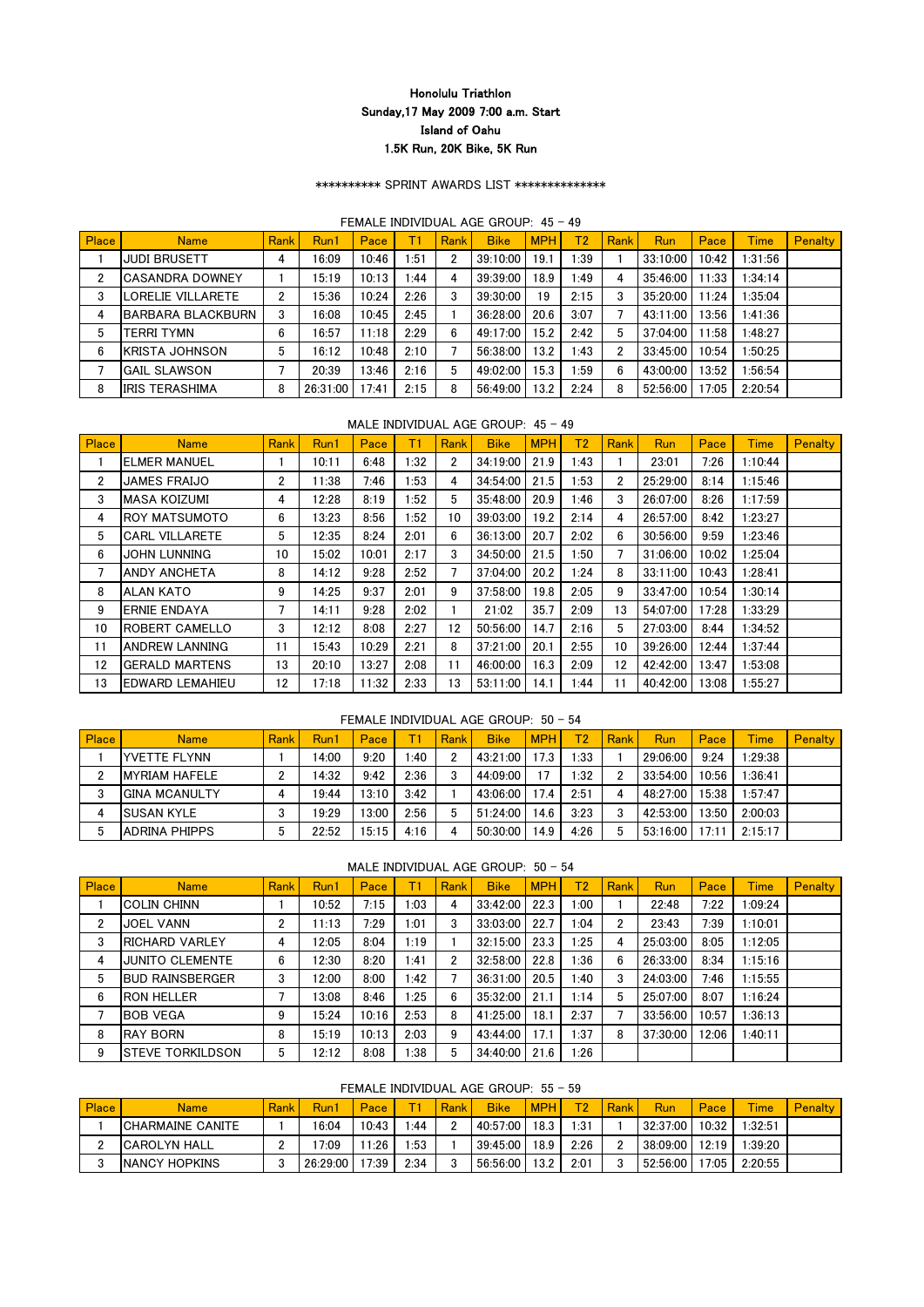**Honolulu Triathlon**
**Sunday,17 May 2009 7:00 a.m. Start**
**Island of Oahu**
**1.5K Run, 20K Bike, 5K Run**

********** SPRINT AWARDS LIST **************

FEMALE INDIVIDUAL AGE GROUP: 45 - 49

| Place | Name | Rank | Run1 | Pace | T1 | Rank | Bike | MPH | T2 | Rank | Run | Pace | Time | Penalty |
|---|---|---|---|---|---|---|---|---|---|---|---|---|---|---|
| 1 | JUDI BRUSETT | 4 | 16:09 | 10:46 | 1:51 | 2 | 39:10:00 | 19.1 | 1:39 | 1 | 33:10:00 | 10:42 | 1:31:56 | |
| 2 | CASANDRA DOWNEY | 1 | 15:19 | 10:13 | 1:44 | 4 | 39:39:00 | 18.9 | 1:49 | 4 | 35:46:00 | 11:33 | 1:34:14 | |
| 3 | LORELIE VILLARETE | 2 | 15:36 | 10:24 | 2:26 | 3 | 39:30:00 | 19 | 2:15 | 3 | 35:20:00 | 11:24 | 1:35:04 | |
| 4 | BARBARA BLACKBURN | 3 | 16:08 | 10:45 | 2:45 | 1 | 36:28:00 | 20.6 | 3:07 | 7 | 43:11:00 | 13:56 | 1:41:36 | |
| 5 | TERRI TYMN | 6 | 16:57 | 11:18 | 2:29 | 6 | 49:17:00 | 15.2 | 2:42 | 5 | 37:04:00 | 11:58 | 1:48:27 | |
| 6 | KRISTA JOHNSON | 5 | 16:12 | 10:48 | 2:10 | 7 | 56:38:00 | 13.2 | 1:43 | 2 | 33:45:00 | 10:54 | 1:50:25 | |
| 7 | GAIL SLAWSON | 7 | 20:39 | 13:46 | 2:16 | 5 | 49:02:00 | 15.3 | 1:59 | 6 | 43:00:00 | 13:52 | 1:56:54 | |
| 8 | IRIS TERASHIMA | 8 | 26:31:00 | 17:41 | 2:15 | 8 | 56:49:00 | 13.2 | 2:24 | 8 | 52:56:00 | 17:05 | 2:20:54 | |

MALE INDIVIDUAL AGE GROUP: 45 - 49

| Place | Name | Rank | Run1 | Pace | T1 | Rank | Bike | MPH | T2 | Rank | Run | Pace | Time | Penalty |
|---|---|---|---|---|---|---|---|---|---|---|---|---|---|---|
| 1 | ELMER MANUEL | 1 | 10:11 | 6:48 | 1:32 | 2 | 34:19:00 | 21.9 | 1:43 | 1 | 23:01 | 7:26 | 1:10:44 | |
| 2 | JAMES FRAIJO | 2 | 11:38 | 7:46 | 1:53 | 4 | 34:54:00 | 21.5 | 1:53 | 2 | 25:29:00 | 8:14 | 1:15:46 | |
| 3 | MASA KOIZUMI | 4 | 12:28 | 8:19 | 1:52 | 5 | 35:48:00 | 20.9 | 1:46 | 3 | 26:07:00 | 8:26 | 1:17:59 | |
| 4 | ROY MATSUMOTO | 6 | 13:23 | 8:56 | 1:52 | 10 | 39:03:00 | 19.2 | 2:14 | 4 | 26:57:00 | 8:42 | 1:23:27 | |
| 5 | CARL VILLARETE | 5 | 12:35 | 8:24 | 2:01 | 6 | 36:13:00 | 20.7 | 2:02 | 6 | 30:56:00 | 9:59 | 1:23:46 | |
| 6 | JOHN LUNNING | 10 | 15:02 | 10:01 | 2:17 | 3 | 34:50:00 | 21.5 | 1:50 | 7 | 31:06:00 | 10:02 | 1:25:04 | |
| 7 | ANDY ANCHETA | 8 | 14:12 | 9:28 | 2:52 | 7 | 37:04:00 | 20.2 | 1:24 | 8 | 33:11:00 | 10:43 | 1:28:41 | |
| 8 | ALAN KATO | 9 | 14:25 | 9:37 | 2:01 | 9 | 37:58:00 | 19.8 | 2:05 | 9 | 33:47:00 | 10:54 | 1:30:14 | |
| 9 | ERNIE ENDAYA | 7 | 14:11 | 9:28 | 2:02 | 1 | 21:02 | 35.7 | 2:09 | 13 | 54:07:00 | 17:28 | 1:33:29 | |
| 10 | ROBERT CAMELLO | 3 | 12:12 | 8:08 | 2:27 | 12 | 50:56:00 | 14.7 | 2:16 | 5 | 27:03:00 | 8:44 | 1:34:52 | |
| 11 | ANDREW LANNING | 11 | 15:43 | 10:29 | 2:21 | 8 | 37:21:00 | 20.1 | 2:55 | 10 | 39:26:00 | 12:44 | 1:37:44 | |
| 12 | GERALD MARTENS | 13 | 20:10 | 13:27 | 2:08 | 11 | 46:00:00 | 16.3 | 2:09 | 12 | 42:42:00 | 13:47 | 1:53:08 | |
| 13 | EDWARD LEMAHIEU | 12 | 17:18 | 11:32 | 2:33 | 13 | 53:11:00 | 14.1 | 1:44 | 11 | 40:42:00 | 13:08 | 1:55:27 | |

FEMALE INDIVIDUAL AGE GROUP: 50 - 54

| Place | Name | Rank | Run1 | Pace | T1 | Rank | Bike | MPH | T2 | Rank | Run | Pace | Time | Penalty |
|---|---|---|---|---|---|---|---|---|---|---|---|---|---|---|
| 1 | YVETTE FLYNN | 1 | 14:00 | 9:20 | 1:40 | 2 | 43:21:00 | 17.3 | 1:33 | 1 | 29:06:00 | 9:24 | 1:29:38 | |
| 2 | MYRIAM HAFELE | 2 | 14:32 | 9:42 | 2:36 | 3 | 44:09:00 | 17 | 1:32 | 2 | 33:54:00 | 10:56 | 1:36:41 | |
| 3 | GINA MCANULTY | 4 | 19:44 | 13:10 | 3:42 | 1 | 43:06:00 | 17.4 | 2:51 | 4 | 48:27:00 | 15:38 | 1:57:47 | |
| 4 | SUSAN KYLE | 3 | 19:29 | 13:00 | 2:56 | 5 | 51:24:00 | 14.6 | 3:23 | 3 | 42:53:00 | 13:50 | 2:00:03 | |
| 5 | ADRINA PHIPPS | 5 | 22:52 | 15:15 | 4:16 | 4 | 50:30:00 | 14.9 | 4:26 | 5 | 53:16:00 | 17:11 | 2:15:17 | |

MALE INDIVIDUAL AGE GROUP: 50 - 54

| Place | Name | Rank | Run1 | Pace | T1 | Rank | Bike | MPH | T2 | Rank | Run | Pace | Time | Penalty |
|---|---|---|---|---|---|---|---|---|---|---|---|---|---|---|
| 1 | COLIN CHINN | 1 | 10:52 | 7:15 | 1:03 | 4 | 33:42:00 | 22.3 | 1:00 | 1 | 22:48 | 7:22 | 1:09:24 | |
| 2 | JOEL VANN | 2 | 11:13 | 7:29 | 1:01 | 3 | 33:03:00 | 22.7 | 1:04 | 2 | 23:43 | 7:39 | 1:10:01 | |
| 3 | RICHARD VARLEY | 4 | 12:05 | 8:04 | 1:19 | 1 | 32:15:00 | 23.3 | 1:25 | 4 | 25:03:00 | 8:05 | 1:12:05 | |
| 4 | JUNITO CLEMENTE | 6 | 12:30 | 8:20 | 1:41 | 2 | 32:58:00 | 22.8 | 1:36 | 6 | 26:33:00 | 8:34 | 1:15:16 | |
| 5 | BUD RAINSBERGER | 3 | 12:00 | 8:00 | 1:42 | 7 | 36:31:00 | 20.5 | 1:40 | 3 | 24:03:00 | 7:46 | 1:15:55 | |
| 6 | RON HELLER | 7 | 13:08 | 8:46 | 1:25 | 6 | 35:32:00 | 21.1 | 1:14 | 5 | 25:07:00 | 8:07 | 1:16:24 | |
| 7 | BOB VEGA | 9 | 15:24 | 10:16 | 2:53 | 8 | 41:25:00 | 18.1 | 2:37 | 7 | 33:56:00 | 10:57 | 1:36:13 | |
| 8 | RAY BORN | 8 | 15:19 | 10:13 | 2:03 | 9 | 43:44:00 | 17.1 | 1:37 | 8 | 37:30:00 | 12:06 | 1:40:11 | |
| 9 | STEVE TORKILDSON | 5 | 12:12 | 8:08 | 1:38 | 5 | 34:40:00 | 21.6 | 1:26 | | | | | |

FEMALE INDIVIDUAL AGE GROUP: 55 - 59

| Place | Name | Rank | Run1 | Pace | T1 | Rank | Bike | MPH | T2 | Rank | Run | Pace | Time | Penalty |
|---|---|---|---|---|---|---|---|---|---|---|---|---|---|---|
| 1 | CHARMAINE CANITE | 1 | 16:04 | 10:43 | 1:44 | 2 | 40:57:00 | 18.3 | 1:31 | 1 | 32:37:00 | 10:32 | 1:32:51 | |
| 2 | CAROLYN HALL | 2 | 17:09 | 11:26 | 1:53 | 1 | 39:45:00 | 18.9 | 2:26 | 2 | 38:09:00 | 12:19 | 1:39:20 | |
| 3 | NANCY HOPKINS | 3 | 26:29:00 | 17:39 | 2:34 | 3 | 56:56:00 | 13.2 | 2:01 | 3 | 52:56:00 | 17:05 | 2:20:55 | |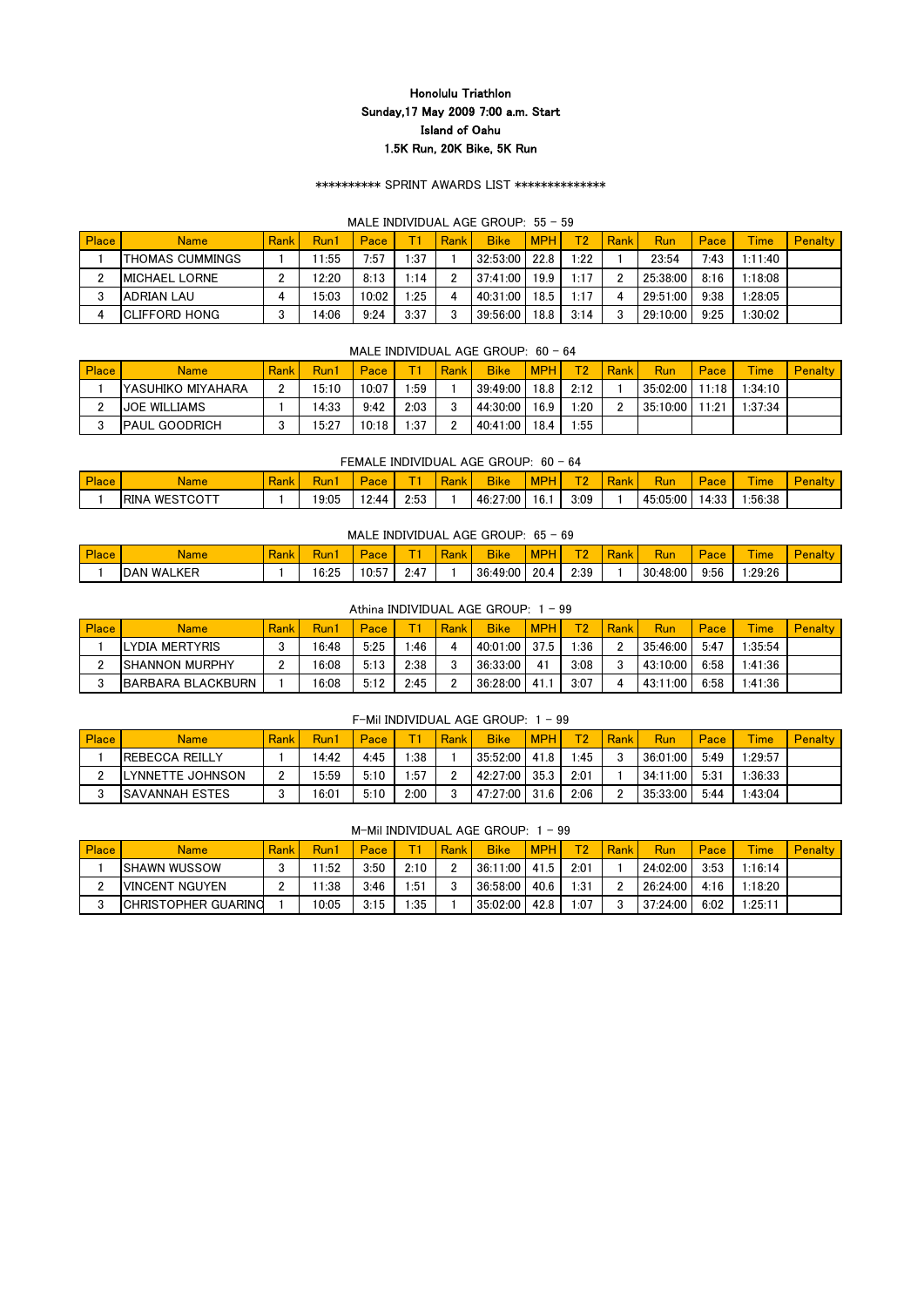**Honolulu Triathlon**
**Sunday,17 May 2009 7:00 a.m. Start**
**Island of Oahu**
**1.5K Run, 20K Bike, 5K Run**

********** SPRINT AWARDS LIST **************

MALE INDIVIDUAL AGE GROUP: 55 - 59

| Place | Name | Rank | Run1 | Pace | T1 | Rank | Bike | MPH | T2 | Rank | Run | Pace | Time | Penalty |
|---|---|---|---|---|---|---|---|---|---|---|---|---|---|---|
| 1 | THOMAS CUMMINGS | 1 | 11:55 | 7:57 | 1:37 | 1 | 32:53:00 | 22.8 | 1:22 | 1 | 23:54 | 7:43 | 1:11:40 | |
| 2 | MICHAEL LORNE | 2 | 12:20 | 8:13 | 1:14 | 2 | 37:41:00 | 19.9 | 1:17 | 2 | 25:38:00 | 8:16 | 1:18:08 | |
| 3 | ADRIAN LAU | 4 | 15:03 | 10:02 | 1:25 | 4 | 40:31:00 | 18.5 | 1:17 | 4 | 29:51:00 | 9:38 | 1:28:05 | |
| 4 | CLIFFORD HONG | 3 | 14:06 | 9:24 | 3:37 | 3 | 39:56:00 | 18.8 | 3:14 | 3 | 29:10:00 | 9:25 | 1:30:02 | |

MALE INDIVIDUAL AGE GROUP: 60 - 64

| Place | Name | Rank | Run1 | Pace | T1 | Rank | Bike | MPH | T2 | Rank | Run | Pace | Time | Penalty |
|---|---|---|---|---|---|---|---|---|---|---|---|---|---|---|
| 1 | YASUHIKO MIYAHARA | 2 | 15:10 | 10:07 | 1:59 | 1 | 39:49:00 | 18.8 | 2:12 | 1 | 35:02:00 | 11:18 | 1:34:10 | |
| 2 | JOE WILLIAMS | 1 | 14:33 | 9:42 | 2:03 | 3 | 44:30:00 | 16.9 | 1:20 | 2 | 35:10:00 | 11:21 | 1:37:34 | |
| 3 | PAUL GOODRICH | 3 | 15:27 | 10:18 | 1:37 | 2 | 40:41:00 | 18.4 | 1:55 | | | | | |

FEMALE INDIVIDUAL AGE GROUP: 60 - 64

| Place | Name | Rank | Run1 | Pace | T1 | Rank | Bike | MPH | T2 | Rank | Run | Pace | Time | Penalty |
|---|---|---|---|---|---|---|---|---|---|---|---|---|---|---|
| 1 | RINA WESTCOTT | 1 | 19:05 | 12:44 | 2:53 | 1 | 46:27:00 | 16.1 | 3:09 | 1 | 45:05:00 | 14:33 | 1:56:38 | |

MALE INDIVIDUAL AGE GROUP: 65 - 69

| Place | Name | Rank | Run1 | Pace | T1 | Rank | Bike | MPH | T2 | Rank | Run | Pace | Time | Penalty |
|---|---|---|---|---|---|---|---|---|---|---|---|---|---|---|
| 1 | DAN WALKER | 1 | 16:25 | 10:57 | 2:47 | 1 | 36:49:00 | 20.4 | 2:39 | 1 | 30:48:00 | 9:56 | 1:29:26 | |

Athina INDIVIDUAL AGE GROUP: 1 - 99

| Place | Name | Rank | Run1 | Pace | T1 | Rank | Bike | MPH | T2 | Rank | Run | Pace | Time | Penalty |
|---|---|---|---|---|---|---|---|---|---|---|---|---|---|---|
| 1 | LYDIA MERTYRIS | 3 | 16:48 | 5:25 | 1:46 | 4 | 40:01:00 | 37.5 | 1:36 | 2 | 35:46:00 | 5:47 | 1:35:54 | |
| 2 | SHANNON MURPHY | 2 | 16:08 | 5:13 | 2:38 | 3 | 36:33:00 | 41 | 3:08 | 3 | 43:10:00 | 6:58 | 1:41:36 | |
| 3 | BARBARA BLACKBURN | 1 | 16:08 | 5:12 | 2:45 | 2 | 36:28:00 | 41.1 | 3:07 | 4 | 43:11:00 | 6:58 | 1:41:36 | |

F-Mil INDIVIDUAL AGE GROUP: 1 - 99

| Place | Name | Rank | Run1 | Pace | T1 | Rank | Bike | MPH | T2 | Rank | Run | Pace | Time | Penalty |
|---|---|---|---|---|---|---|---|---|---|---|---|---|---|---|
| 1 | REBECCA REILLY | 1 | 14:42 | 4:45 | 1:38 | 1 | 35:52:00 | 41.8 | 1:45 | 3 | 36:01:00 | 5:49 | 1:29:57 | |
| 2 | LYNNETTE JOHNSON | 2 | 15:59 | 5:10 | 1:57 | 2 | 42:27:00 | 35.3 | 2:01 | 1 | 34:11:00 | 5:31 | 1:36:33 | |
| 3 | SAVANNAH ESTES | 3 | 16:01 | 5:10 | 2:00 | 3 | 47:27:00 | 31.6 | 2:06 | 2 | 35:33:00 | 5:44 | 1:43:04 | |

M-Mil INDIVIDUAL AGE GROUP: 1 - 99

| Place | Name | Rank | Run1 | Pace | T1 | Rank | Bike | MPH | T2 | Rank | Run | Pace | Time | Penalty |
|---|---|---|---|---|---|---|---|---|---|---|---|---|---|---|
| 1 | SHAWN WUSSOW | 3 | 11:52 | 3:50 | 2:10 | 2 | 36:11:00 | 41.5 | 2:01 | 1 | 24:02:00 | 3:53 | 1:16:14 | |
| 2 | VINCENT NGUYEN | 2 | 11:38 | 3:46 | 1:51 | 3 | 36:58:00 | 40.6 | 1:31 | 2 | 26:24:00 | 4:16 | 1:18:20 | |
| 3 | CHRISTOPHER GUARINO | 1 | 10:05 | 3:15 | 1:35 | 1 | 35:02:00 | 42.8 | 1:07 | 3 | 37:24:00 | 6:02 | 1:25:11 | |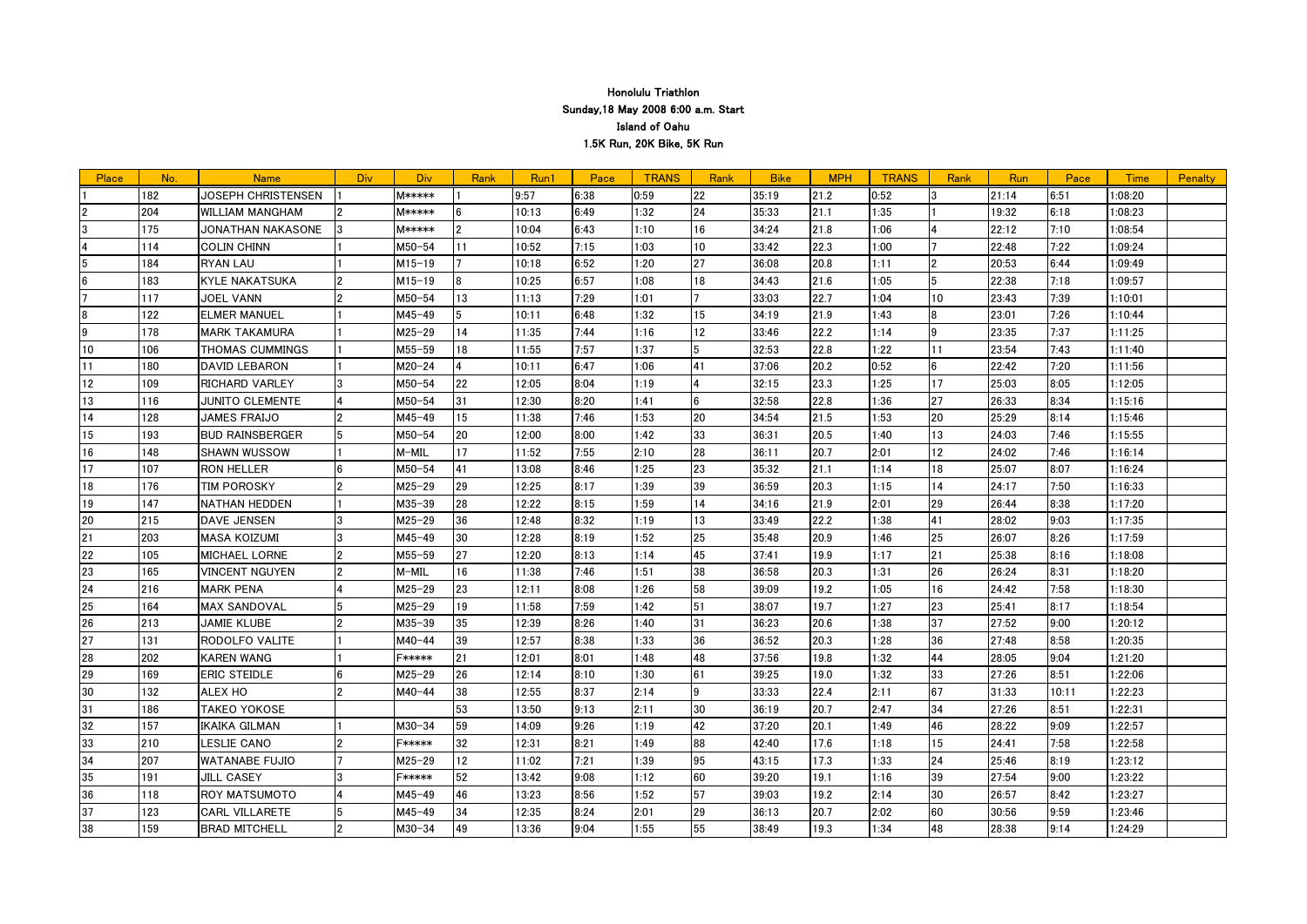**Honolulu Triathlon**

**Sunday,18 May 2008 6:00 a.m. Start**

**Island of Oahu**

**1.5K Run, 20K Bike, 5K Run**

| Place | No. | Name | Div | Div | Rank | Run1 | Pace | TRANS | Rank | Bike | MPH | TRANS | Rank | Run | Pace | Time | Penalty |
|---|---|---|---|---|---|---|---|---|---|---|---|---|---|---|---|---|---|
| 1 | 182 | JOSEPH CHRISTENSEN | 1 | M***** | 1 | 9:57 | 6:38 | 0:59 | 22 | 35:19 | 21.2 | 0:52 | 3 | 21:14 | 6:51 | 1:08:20 | |
| 2 | 204 | WILLIAM MANGHAM | 2 | M***** | 6 | 10:13 | 6:49 | 1:32 | 24 | 35:33 | 21.1 | 1:35 | 1 | 19:32 | 6:18 | 1:08:23 | |
| 3 | 175 | JONATHAN NAKASONE | 3 | M***** | 2 | 10:04 | 6:43 | 1:10 | 16 | 34:24 | 21.8 | 1:06 | 4 | 22:12 | 7:10 | 1:08:54 | |
| 4 | 114 | COLIN CHINN | 1 | M50-54 | 11 | 10:52 | 7:15 | 1:03 | 10 | 33:42 | 22.3 | 1:00 | 7 | 22:48 | 7:22 | 1:09:24 | |
| 5 | 184 | RYAN LAU | 1 | M15-19 | 7 | 10:18 | 6:52 | 1:20 | 27 | 36:08 | 20.8 | 1:11 | 2 | 20:53 | 6:44 | 1:09:49 | |
| 6 | 183 | KYLE NAKATSUKA | 2 | M15-19 | 8 | 10:25 | 6:57 | 1:08 | 18 | 34:43 | 21.6 | 1:05 | 5 | 22:38 | 7:18 | 1:09:57 | |
| 7 | 117 | JOEL VANN | 2 | M50-54 | 13 | 11:13 | 7:29 | 1:01 | 7 | 33:03 | 22.7 | 1:04 | 10 | 23:43 | 7:39 | 1:10:01 | |
| 8 | 122 | ELMER MANUEL | 1 | M45-49 | 5 | 10:11 | 6:48 | 1:32 | 15 | 34:19 | 21.9 | 1:43 | 8 | 23:01 | 7:26 | 1:10:44 | |
| 9 | 178 | MARK TAKAMURA | 1 | M25-29 | 14 | 11:35 | 7:44 | 1:16 | 12 | 33:46 | 22.2 | 1:14 | 9 | 23:35 | 7:37 | 1:11:25 | |
| 10 | 106 | THOMAS CUMMINGS | 1 | M55-59 | 18 | 11:55 | 7:57 | 1:37 | 5 | 32:53 | 22.8 | 1:22 | 11 | 23:54 | 7:43 | 1:11:40 | |
| 11 | 180 | DAVID LEBARON | 1 | M20-24 | 4 | 10:11 | 6:47 | 1:06 | 41 | 37:06 | 20.2 | 0:52 | 6 | 22:42 | 7:20 | 1:11:56 | |
| 12 | 109 | RICHARD VARLEY | 3 | M50-54 | 22 | 12:05 | 8:04 | 1:19 | 4 | 32:15 | 23.3 | 1:25 | 17 | 25:03 | 8:05 | 1:12:05 | |
| 13 | 116 | JUNITO CLEMENTE | 4 | M50-54 | 31 | 12:30 | 8:20 | 1:41 | 6 | 32:58 | 22.8 | 1:36 | 27 | 26:33 | 8:34 | 1:15:16 | |
| 14 | 128 | JAMES FRAIJO | 2 | M45-49 | 15 | 11:38 | 7:46 | 1:53 | 20 | 34:54 | 21.5 | 1:53 | 20 | 25:29 | 8:14 | 1:15:46 | |
| 15 | 193 | BUD RAINSBERGER | 5 | M50-54 | 20 | 12:00 | 8:00 | 1:42 | 33 | 36:31 | 20.5 | 1:40 | 13 | 24:03 | 7:46 | 1:15:55 | |
| 16 | 148 | SHAWN WUSSOW | 1 | M-MIL | 17 | 11:52 | 7:55 | 2:10 | 28 | 36:11 | 20.7 | 2:01 | 12 | 24:02 | 7:46 | 1:16:14 | |
| 17 | 107 | RON HELLER | 6 | M50-54 | 41 | 13:08 | 8:46 | 1:25 | 23 | 35:32 | 21.1 | 1:14 | 18 | 25:07 | 8:07 | 1:16:24 | |
| 18 | 176 | TIM POROSKY | 2 | M25-29 | 29 | 12:25 | 8:17 | 1:39 | 39 | 36:59 | 20.3 | 1:15 | 14 | 24:17 | 7:50 | 1:16:33 | |
| 19 | 147 | NATHAN HEDDEN | 1 | M35-39 | 28 | 12:22 | 8:15 | 1:59 | 14 | 34:16 | 21.9 | 2:01 | 29 | 26:44 | 8:38 | 1:17:20 | |
| 20 | 215 | DAVE JENSEN | 3 | M25-29 | 36 | 12:48 | 8:32 | 1:19 | 13 | 33:49 | 22.2 | 1:38 | 41 | 28:02 | 9:03 | 1:17:35 | |
| 21 | 203 | MASA KOIZUMI | 3 | M45-49 | 30 | 12:28 | 8:19 | 1:52 | 25 | 35:48 | 20.9 | 1:46 | 25 | 26:07 | 8:26 | 1:17:59 | |
| 22 | 105 | MICHAEL LORNE | 2 | M55-59 | 27 | 12:20 | 8:13 | 1:14 | 45 | 37:41 | 19.9 | 1:17 | 21 | 25:38 | 8:16 | 1:18:08 | |
| 23 | 165 | VINCENT NGUYEN | 2 | M-MIL | 16 | 11:38 | 7:46 | 1:51 | 38 | 36:58 | 20.3 | 1:31 | 26 | 26:24 | 8:31 | 1:18:20 | |
| 24 | 216 | MARK PENA | 4 | M25-29 | 23 | 12:11 | 8:08 | 1:26 | 58 | 39:09 | 19.2 | 1:05 | 16 | 24:42 | 7:58 | 1:18:30 | |
| 25 | 164 | MAX SANDOVAL | 5 | M25-29 | 19 | 11:58 | 7:59 | 1:42 | 51 | 38:07 | 19.7 | 1:27 | 23 | 25:41 | 8:17 | 1:18:54 | |
| 26 | 213 | JAMIE KLUBE | 2 | M35-39 | 35 | 12:39 | 8:26 | 1:40 | 31 | 36:23 | 20.6 | 1:38 | 37 | 27:52 | 9:00 | 1:20:12 | |
| 27 | 131 | RODOLFO VALITE | 1 | M40-44 | 39 | 12:57 | 8:38 | 1:33 | 36 | 36:52 | 20.3 | 1:28 | 36 | 27:48 | 8:58 | 1:20:35 | |
| 28 | 202 | KAREN WANG | 1 | F***** | 21 | 12:01 | 8:01 | 1:48 | 48 | 37:56 | 19.8 | 1:32 | 44 | 28:05 | 9:04 | 1:21:20 | |
| 29 | 169 | ERIC STEIDLE | 6 | M25-29 | 26 | 12:14 | 8:10 | 1:30 | 61 | 39:25 | 19.0 | 1:32 | 33 | 27:26 | 8:51 | 1:22:06 | |
| 30 | 132 | ALEX HO | 2 | M40-44 | 38 | 12:55 | 8:37 | 2:14 | 9 | 33:33 | 22.4 | 2:11 | 67 | 31:33 | 10:11 | 1:22:23 | |
| 31 | 186 | TAKEO YOKOSE | | | 53 | 13:50 | 9:13 | 2:11 | 30 | 36:19 | 20.7 | 2:47 | 34 | 27:26 | 8:51 | 1:22:31 | |
| 32 | 157 | IKAIKA GILMAN | 1 | M30-34 | 59 | 14:09 | 9:26 | 1:19 | 42 | 37:20 | 20.1 | 1:49 | 46 | 28:22 | 9:09 | 1:22:57 | |
| 33 | 210 | LESLIE CANO | 2 | F***** | 32 | 12:31 | 8:21 | 1:49 | 88 | 42:40 | 17.6 | 1:18 | 15 | 24:41 | 7:58 | 1:22:58 | |
| 34 | 207 | WATANABE FUJIO | 7 | M25-29 | 12 | 11:02 | 7:21 | 1:39 | 95 | 43:15 | 17.3 | 1:33 | 24 | 25:46 | 8:19 | 1:23:12 | |
| 35 | 191 | JILL CASEY | 3 | F***** | 52 | 13:42 | 9:08 | 1:12 | 60 | 39:20 | 19.1 | 1:16 | 39 | 27:54 | 9:00 | 1:23:22 | |
| 36 | 118 | ROY MATSUMOTO | 4 | M45-49 | 46 | 13:23 | 8:56 | 1:52 | 57 | 39:03 | 19.2 | 2:14 | 30 | 26:57 | 8:42 | 1:23:27 | |
| 37 | 123 | CARL VILLARETE | 5 | M45-49 | 34 | 12:35 | 8:24 | 2:01 | 29 | 36:13 | 20.7 | 2:02 | 60 | 30:56 | 9:59 | 1:23:46 | |
| 38 | 159 | BRAD MITCHELL | 2 | M30-34 | 49 | 13:36 | 9:04 | 1:55 | 55 | 38:49 | 19.3 | 1:34 | 48 | 28:38 | 9:14 | 1:24:29 | |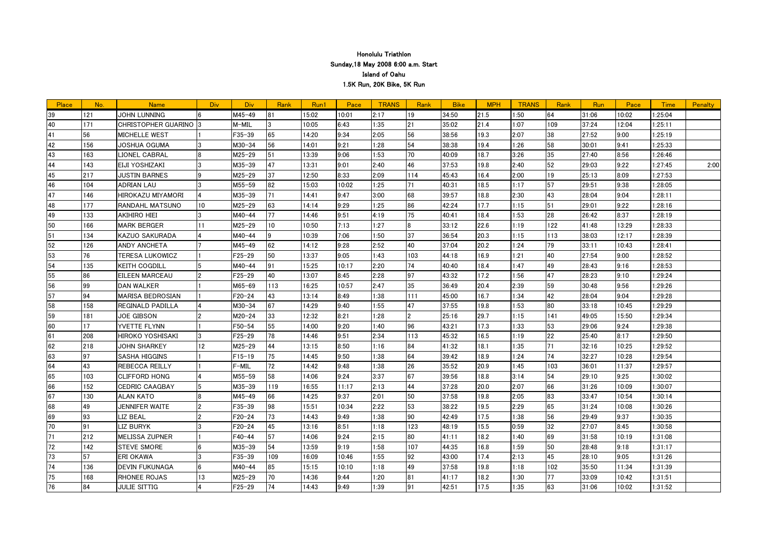# Honolulu Triathlon

**Sunday,18 May 2008 6:00 a.m. Start**

**Island of Oahu**

**1.5K Run, 20K Bike, 5K Run**

| Place | No. | Name | Div | Div | Rank | Run1 | Pace | TRANS | Rank | Bike | MPH | TRANS | Rank | Run | Pace | Time | Penalty |
|---|---|---|---|---|---|---|---|---|---|---|---|---|---|---|---|---|---|
| 39 | 121 | JOHN LUNNING | 6 | M45-49 | 81 | 15:02 | 10:01 | 2:17 | 19 | 34:50 | 21.5 | 1:50 | 64 | 31:06 | 10:02 | 1:25:04 | |
| 40 | 171 | CHRISTOPHER GUARINO | 3 | M-MIL | 3 | 10:05 | 6:43 | 1:35 | 21 | 35:02 | 21.4 | 1:07 | 109 | 37:24 | 12:04 | 1:25:11 | |
| 41 | 56 | MICHELLE WEST | 1 | F35-39 | 65 | 14:20 | 9:34 | 2:05 | 56 | 38:56 | 19.3 | 2:07 | 38 | 27:52 | 9:00 | 1:25:19 | |
| 42 | 156 | JOSHUA OGUMA | 3 | M30-34 | 56 | 14:01 | 9:21 | 1:28 | 54 | 38:38 | 19.4 | 1:26 | 58 | 30:01 | 9:41 | 1:25:33 | |
| 43 | 163 | LIONEL CABRAL | 8 | M25-29 | 51 | 13:39 | 9:06 | 1:53 | 70 | 40:09 | 18.7 | 3:26 | 35 | 27:40 | 8:56 | 1:26:46 | |
| 44 | 143 | EIJI YOSHIZAKI | 3 | M35-39 | 47 | 13:31 | 9:01 | 2:40 | 46 | 37:53 | 19.8 | 2:40 | 52 | 29:03 | 9:22 | 1:27:45 | 2:00 |
| 45 | 217 | JUSTIN BARNES | 9 | M25-29 | 37 | 12:50 | 8:33 | 2:09 | 114 | 45:43 | 16.4 | 2:00 | 19 | 25:13 | 8:09 | 1:27:53 | |
| 46 | 104 | ADRIAN LAU | 3 | M55-59 | 82 | 15:03 | 10:02 | 1:25 | 71 | 40:31 | 18.5 | 1:17 | 57 | 29:51 | 9:38 | 1:28:05 | |
| 47 | 146 | HIROKAZU MIYAMORI | 4 | M35-39 | 71 | 14:41 | 9:47 | 3:00 | 68 | 39:57 | 18.8 | 2:30 | 43 | 28:04 | 9:04 | 1:28:11 | |
| 48 | 177 | RANDAHL MATSUNO | 10 | M25-29 | 63 | 14:14 | 9:29 | 1:25 | 86 | 42:24 | 17.7 | 1:15 | 51 | 29:01 | 9:22 | 1:28:16 | |
| 49 | 133 | AKIHIRO HIEI | 3 | M40-44 | 77 | 14:46 | 9:51 | 4:19 | 75 | 40:41 | 18.4 | 1:53 | 28 | 26:42 | 8:37 | 1:28:19 | |
| 50 | 166 | MARK BERGER | 11 | M25-29 | 10 | 10:50 | 7:13 | 1:27 | 8 | 33:12 | 22.6 | 1:19 | 122 | 41:48 | 13:29 | 1:28:33 | |
| 51 | 134 | KAZUO SAKURADA | 4 | M40-44 | 9 | 10:39 | 7:06 | 1:50 | 37 | 36:54 | 20.3 | 1:15 | 113 | 38:03 | 12:17 | 1:28:39 | |
| 52 | 126 | ANDY ANCHETA | 7 | M45-49 | 62 | 14:12 | 9:28 | 2:52 | 40 | 37:04 | 20.2 | 1:24 | 79 | 33:11 | 10:43 | 1:28:41 | |
| 53 | 76 | TERESA LUKOWICZ | 1 | F25-29 | 50 | 13:37 | 9:05 | 1:43 | 103 | 44:18 | 16.9 | 1:21 | 40 | 27:54 | 9:00 | 1:28:52 | |
| 54 | 135 | KEITH COGDILL | 5 | M40-44 | 91 | 15:25 | 10:17 | 2:20 | 74 | 40:40 | 18.4 | 1:47 | 49 | 28:43 | 9:16 | 1:28:53 | |
| 55 | 86 | EILEEN MARCEAU | 2 | F25-29 | 40 | 13:07 | 8:45 | 2:28 | 97 | 43:32 | 17.2 | 1:56 | 47 | 28:23 | 9:10 | 1:29:24 | |
| 56 | 99 | DAN WALKER | 1 | M65-69 | 113 | 16:25 | 10:57 | 2:47 | 35 | 36:49 | 20.4 | 2:39 | 59 | 30:48 | 9:56 | 1:29:26 | |
| 57 | 94 | MARISA BEDROSIAN | 1 | F20-24 | 43 | 13:14 | 8:49 | 1:38 | 111 | 45:00 | 16.7 | 1:34 | 42 | 28:04 | 9:04 | 1:29:28 | |
| 58 | 158 | REGINALD PADILLA | 4 | M30-34 | 67 | 14:29 | 9:40 | 1:55 | 47 | 37:55 | 19.8 | 1:53 | 80 | 33:18 | 10:45 | 1:29:29 | |
| 59 | 181 | JOE GIBSON | 2 | M20-24 | 33 | 12:32 | 8:21 | 1:28 | 2 | 25:16 | 29.7 | 1:15 | 141 | 49:05 | 15:50 | 1:29:34 | |
| 60 | 17 | YVETTE FLYNN | 1 | F50-54 | 55 | 14:00 | 9:20 | 1:40 | 96 | 43:21 | 17.3 | 1:33 | 53 | 29:06 | 9:24 | 1:29:38 | |
| 61 | 208 | HIROKO YOSHISAKI | 3 | F25-29 | 78 | 14:46 | 9:51 | 2:34 | 113 | 45:32 | 16.5 | 1:19 | 22 | 25:40 | 8:17 | 1:29:50 | |
| 62 | 218 | JOHN SHARKEY | 12 | M25-29 | 44 | 13:15 | 8:50 | 1:16 | 84 | 41:32 | 18.1 | 1:35 | 71 | 32:16 | 10:25 | 1:29:52 | |
| 63 | 97 | SASHA HIGGINS | 1 | F15-19 | 75 | 14:45 | 9:50 | 1:38 | 64 | 39:42 | 18.9 | 1:24 | 74 | 32:27 | 10:28 | 1:29:54 | |
| 64 | 43 | REBECCA REILLY | 1 | F-MIL | 72 | 14:42 | 9:48 | 1:38 | 26 | 35:52 | 20.9 | 1:45 | 103 | 36:01 | 11:37 | 1:29:57 | |
| 65 | 103 | CLIFFORD HONG | 4 | M55-59 | 58 | 14:06 | 9:24 | 3:37 | 67 | 39:56 | 18.8 | 3:14 | 54 | 29:10 | 9:25 | 1:30:02 | |
| 66 | 152 | CEDRIC CAAGBAY | 5 | M35-39 | 119 | 16:55 | 11:17 | 2:13 | 44 | 37:28 | 20.0 | 2:07 | 66 | 31:26 | 10:09 | 1:30:07 | |
| 67 | 130 | ALAN KATO | 8 | M45-49 | 66 | 14:25 | 9:37 | 2:01 | 50 | 37:58 | 19.8 | 2:05 | 83 | 33:47 | 10:54 | 1:30:14 | |
| 68 | 49 | JENNIFER WAITE | 2 | F35-39 | 98 | 15:51 | 10:34 | 2:22 | 53 | 38:22 | 19.5 | 2:29 | 65 | 31:24 | 10:08 | 1:30:26 | |
| 69 | 93 | LIZ BEAL | 2 | F20-24 | 73 | 14:43 | 9:49 | 1:38 | 90 | 42:49 | 17.5 | 1:38 | 56 | 29:49 | 9:37 | 1:30:35 | |
| 70 | 91 | LIZ BURYK | 3 | F20-24 | 45 | 13:16 | 8:51 | 1:18 | 123 | 48:19 | 15.5 | 0:59 | 32 | 27:07 | 8:45 | 1:30:58 | |
| 71 | 212 | MELISSA ZUPNER | 1 | F40-44 | 57 | 14:06 | 9:24 | 2:15 | 80 | 41:11 | 18.2 | 1:40 | 69 | 31:58 | 10:19 | 1:31:08 | |
| 72 | 142 | STEVE SMORE | 6 | M35-39 | 54 | 13:59 | 9:19 | 1:58 | 107 | 44:35 | 16.8 | 1:59 | 50 | 28:48 | 9:18 | 1:31:17 | |
| 73 | 57 | ERI OKAWA | 3 | F35-39 | 109 | 16:09 | 10:46 | 1:55 | 92 | 43:00 | 17.4 | 2:13 | 45 | 28:10 | 9:05 | 1:31:26 | |
| 74 | 136 | DEVIN FUKUNAGA | 6 | M40-44 | 85 | 15:15 | 10:10 | 1:18 | 49 | 37:58 | 19.8 | 1:18 | 102 | 35:50 | 11:34 | 1:31:39 | |
| 75 | 168 | RHONEE ROJAS | 13 | M25-29 | 70 | 14:36 | 9:44 | 1:20 | 81 | 41:17 | 18.2 | 1:30 | 77 | 33:09 | 10:42 | 1:31:51 | |
| 76 | 84 | JULIE SITTIG | 4 | F25-29 | 74 | 14:43 | 9:49 | 1:39 | 91 | 42:51 | 17.5 | 1:35 | 63 | 31:06 | 10:02 | 1:31:52 | |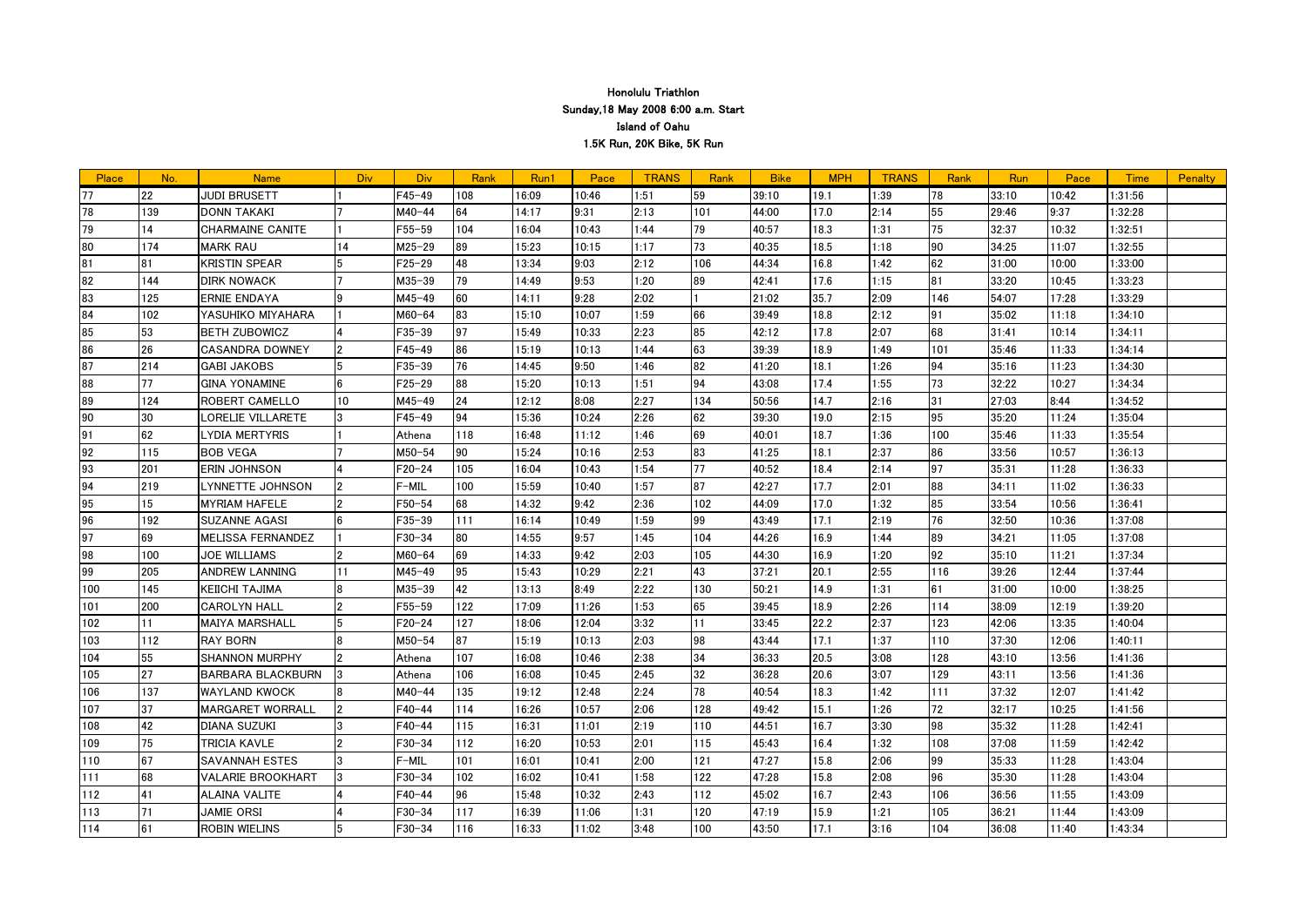**Honolulu Triathlon**

**Sunday,18 May 2008 6:00 a.m. Start**

**Island of Oahu**

**1.5K Run, 20K Bike, 5K Run**

| Place | No. | Name | Div | Div | Rank | Run1 | Pace | TRANS | Rank | Bike | MPH | TRANS | Rank | Run | Pace | Time | Penalty |
|---|---|---|---|---|---|---|---|---|---|---|---|---|---|---|---|---|---|
| 77 | 22 | JUDI BRUSETT | 1 | F45-49 | 108 | 16:09 | 10:46 | 1:51 | 59 | 39:10 | 19.1 | 1:39 | 78 | 33:10 | 10:42 | 1:31:56 | |
| 78 | 139 | DONN TAKAKI | 7 | M40-44 | 64 | 14:17 | 9:31 | 2:13 | 101 | 44:00 | 17.0 | 2:14 | 55 | 29:46 | 9:37 | 1:32:28 | |
| 79 | 14 | CHARMAINE CANITE | 1 | F55-59 | 104 | 16:04 | 10:43 | 1:44 | 79 | 40:57 | 18.3 | 1:31 | 75 | 32:37 | 10:32 | 1:32:51 | |
| 80 | 174 | MARK RAU | 14 | M25-29 | 89 | 15:23 | 10:15 | 1:17 | 73 | 40:35 | 18.5 | 1:18 | 90 | 34:25 | 11:07 | 1:32:55 | |
| 81 | 81 | KRISTIN SPEAR | 5 | F25-29 | 48 | 13:34 | 9:03 | 2:12 | 106 | 44:34 | 16.8 | 1:42 | 62 | 31:00 | 10:00 | 1:33:00 | |
| 82 | 144 | DIRK NOWACK | 7 | M35-39 | 79 | 14:49 | 9:53 | 1:20 | 89 | 42:41 | 17.6 | 1:15 | 81 | 33:20 | 10:45 | 1:33:23 | |
| 83 | 125 | ERNIE ENDAYA | 9 | M45-49 | 60 | 14:11 | 9:28 | 2:02 | 1 | 21:02 | 35.7 | 2:09 | 146 | 54:07 | 17:28 | 1:33:29 | |
| 84 | 102 | YASUHIKO MIYAHARA | 1 | M60-64 | 83 | 15:10 | 10:07 | 1:59 | 66 | 39:49 | 18.8 | 2:12 | 91 | 35:02 | 11:18 | 1:34:10 | |
| 85 | 53 | BETH ZUBOWICZ | 4 | F35-39 | 97 | 15:49 | 10:33 | 2:23 | 85 | 42:12 | 17.8 | 2:07 | 68 | 31:41 | 10:14 | 1:34:11 | |
| 86 | 26 | CASANDRA DOWNEY | 2 | F45-49 | 86 | 15:19 | 10:13 | 1:44 | 63 | 39:39 | 18.9 | 1:49 | 101 | 35:46 | 11:33 | 1:34:14 | |
| 87 | 214 | GABI JAKOBS | 5 | F35-39 | 76 | 14:45 | 9:50 | 1:46 | 82 | 41:20 | 18.1 | 1:26 | 94 | 35:16 | 11:23 | 1:34:30 | |
| 88 | 77 | GINA YONAMINE | 6 | F25-29 | 88 | 15:20 | 10:13 | 1:51 | 94 | 43:08 | 17.4 | 1:55 | 73 | 32:22 | 10:27 | 1:34:34 | |
| 89 | 124 | ROBERT CAMELLO | 10 | M45-49 | 24 | 12:12 | 8:08 | 2:27 | 134 | 50:56 | 14.7 | 2:16 | 31 | 27:03 | 8:44 | 1:34:52 | |
| 90 | 30 | LORELIE VILLARETE | 3 | F45-49 | 94 | 15:36 | 10:24 | 2:26 | 62 | 39:30 | 19.0 | 2:15 | 95 | 35:20 | 11:24 | 1:35:04 | |
| 91 | 62 | LYDIA MERTYRIS | 1 | Athena | 118 | 16:48 | 11:12 | 1:46 | 69 | 40:01 | 18.7 | 1:36 | 100 | 35:46 | 11:33 | 1:35:54 | |
| 92 | 115 | BOB VEGA | 7 | M50-54 | 90 | 15:24 | 10:16 | 2:53 | 83 | 41:25 | 18.1 | 2:37 | 86 | 33:56 | 10:57 | 1:36:13 | |
| 93 | 201 | ERIN JOHNSON | 4 | F20-24 | 105 | 16:04 | 10:43 | 1:54 | 77 | 40:52 | 18.4 | 2:14 | 97 | 35:31 | 11:28 | 1:36:33 | |
| 94 | 219 | LYNNETTE JOHNSON | 2 | F-MIL | 100 | 15:59 | 10:40 | 1:57 | 87 | 42:27 | 17.7 | 2:01 | 88 | 34:11 | 11:02 | 1:36:33 | |
| 95 | 15 | MYRIAM HAFELE | 2 | F50-54 | 68 | 14:32 | 9:42 | 2:36 | 102 | 44:09 | 17.0 | 1:32 | 85 | 33:54 | 10:56 | 1:36:41 | |
| 96 | 192 | SUZANNE AGASI | 6 | F35-39 | 111 | 16:14 | 10:49 | 1:59 | 99 | 43:49 | 17.1 | 2:19 | 76 | 32:50 | 10:36 | 1:37:08 | |
| 97 | 69 | MELISSA FERNANDEZ | 1 | F30-34 | 80 | 14:55 | 9:57 | 1:45 | 104 | 44:26 | 16.9 | 1:44 | 89 | 34:21 | 11:05 | 1:37:08 | |
| 98 | 100 | JOE WILLIAMS | 2 | M60-64 | 69 | 14:33 | 9:42 | 2:03 | 105 | 44:30 | 16.9 | 1:20 | 92 | 35:10 | 11:21 | 1:37:34 | |
| 99 | 205 | ANDREW LANNING | 11 | M45-49 | 95 | 15:43 | 10:29 | 2:21 | 43 | 37:21 | 20.1 | 2:55 | 116 | 39:26 | 12:44 | 1:37:44 | |
| 100 | 145 | KEIICHI TAJIMA | 8 | M35-39 | 42 | 13:13 | 8:49 | 2:22 | 130 | 50:21 | 14.9 | 1:31 | 61 | 31:00 | 10:00 | 1:38:25 | |
| 101 | 200 | CAROLYN HALL | 2 | F55-59 | 122 | 17:09 | 11:26 | 1:53 | 65 | 39:45 | 18.9 | 2:26 | 114 | 38:09 | 12:19 | 1:39:20 | |
| 102 | 11 | MAIYA MARSHALL | 5 | F20-24 | 127 | 18:06 | 12:04 | 3:32 | 11 | 33:45 | 22.2 | 2:37 | 123 | 42:06 | 13:35 | 1:40:04 | |
| 103 | 112 | RAY BORN | 8 | M50-54 | 87 | 15:19 | 10:13 | 2:03 | 98 | 43:44 | 17.1 | 1:37 | 110 | 37:30 | 12:06 | 1:40:11 | |
| 104 | 55 | SHANNON MURPHY | 2 | Athena | 107 | 16:08 | 10:46 | 2:38 | 34 | 36:33 | 20.5 | 3:08 | 128 | 43:10 | 13:56 | 1:41:36 | |
| 105 | 27 | BARBARA BLACKBURN | 3 | Athena | 106 | 16:08 | 10:45 | 2:45 | 32 | 36:28 | 20.6 | 3:07 | 129 | 43:11 | 13:56 | 1:41:36 | |
| 106 | 137 | WAYLAND KWOCK | 8 | M40-44 | 135 | 19:12 | 12:48 | 2:24 | 78 | 40:54 | 18.3 | 1:42 | 111 | 37:32 | 12:07 | 1:41:42 | |
| 107 | 37 | MARGARET WORRALL | 2 | F40-44 | 114 | 16:26 | 10:57 | 2:06 | 128 | 49:42 | 15.1 | 1:26 | 72 | 32:17 | 10:25 | 1:41:56 | |
| 108 | 42 | DIANA SUZUKI | 3 | F40-44 | 115 | 16:31 | 11:01 | 2:19 | 110 | 44:51 | 16.7 | 3:30 | 98 | 35:32 | 11:28 | 1:42:41 | |
| 109 | 75 | TRICIA KAVLE | 2 | F30-34 | 112 | 16:20 | 10:53 | 2:01 | 115 | 45:43 | 16.4 | 1:32 | 108 | 37:08 | 11:59 | 1:42:42 | |
| 110 | 67 | SAVANNAH ESTES | 3 | F-MIL | 101 | 16:01 | 10:41 | 2:00 | 121 | 47:27 | 15.8 | 2:06 | 99 | 35:33 | 11:28 | 1:43:04 | |
| 111 | 68 | VALARIE BROOKHART | 3 | F30-34 | 102 | 16:02 | 10:41 | 1:58 | 122 | 47:28 | 15.8 | 2:08 | 96 | 35:30 | 11:28 | 1:43:04 | |
| 112 | 41 | ALAINA VALITE | 4 | F40-44 | 96 | 15:48 | 10:32 | 2:43 | 112 | 45:02 | 16.7 | 2:43 | 106 | 36:56 | 11:55 | 1:43:09 | |
| 113 | 71 | JAMIE ORSI | 4 | F30-34 | 117 | 16:39 | 11:06 | 1:31 | 120 | 47:19 | 15.9 | 1:21 | 105 | 36:21 | 11:44 | 1:43:09 | |
| 114 | 61 | ROBIN WIELINS | 5 | F30-34 | 116 | 16:33 | 11:02 | 3:48 | 100 | 43:50 | 17.1 | 3:16 | 104 | 36:08 | 11:40 | 1:43:34 | |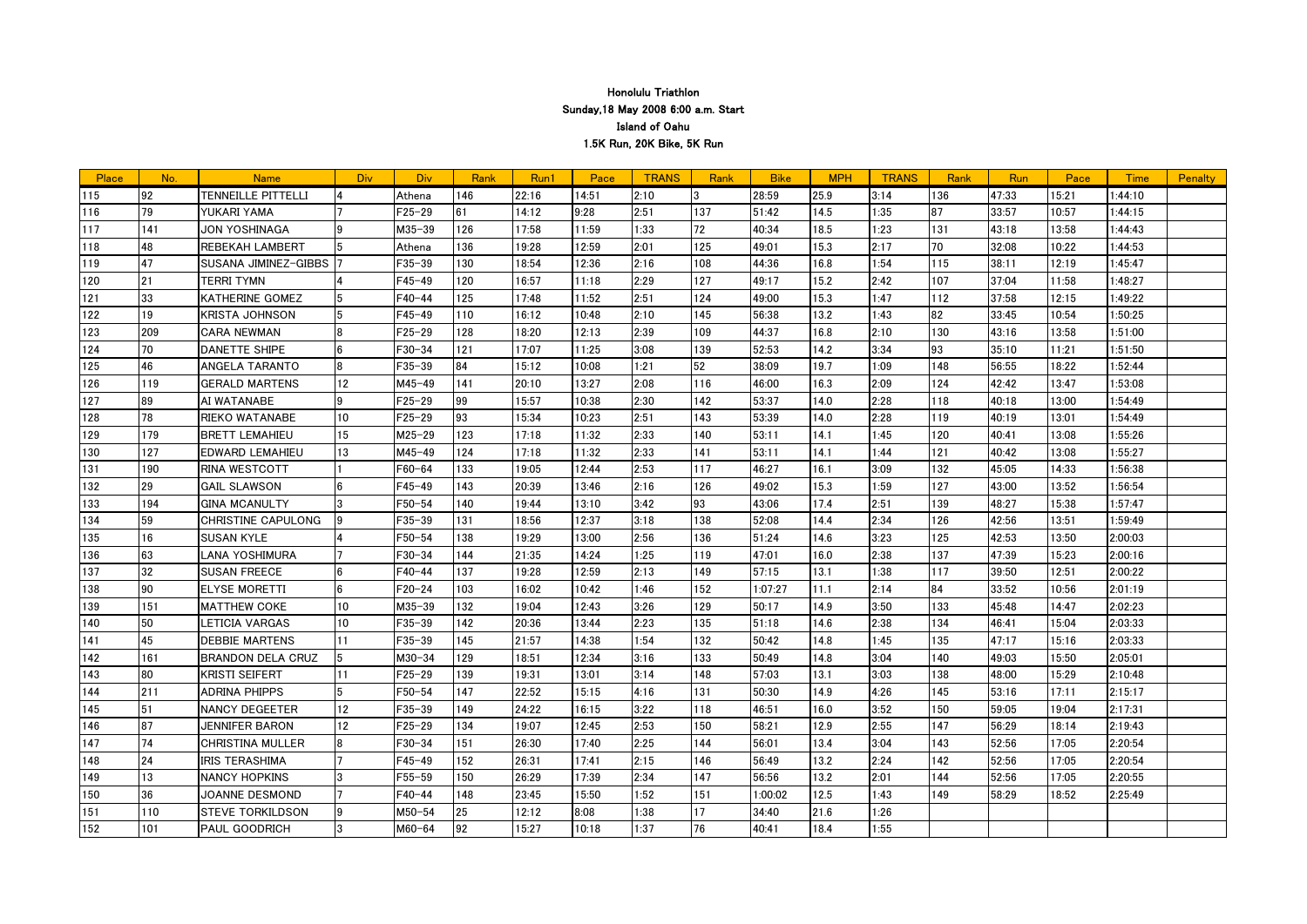**Honolulu Triathlon**
**Sunday,18 May 2008 6:00 a.m. Start**
**Island of Oahu**
**1.5K Run, 20K Bike, 5K Run**

| Place | No. | Name | Div | Div | Rank | Run1 | Pace | TRANS | Rank | Bike | MPH | TRANS | Rank | Run | Pace | Time | Penalty |
|---|---|---|---|---|---|---|---|---|---|---|---|---|---|---|---|---|---|
| 115 | 92 | TENNEILLE PITTELLI | 4 | Athena | 146 | 22:16 | 14:51 | 2:10 | 3 | 28:59 | 25.9 | 3:14 | 136 | 47:33 | 15:21 | 1:44:10 | |
| 116 | 79 | YUKARI YAMA | 7 | F25-29 | 61 | 14:12 | 9:28 | 2:51 | 137 | 51:42 | 14.5 | 1:35 | 87 | 33:57 | 10:57 | 1:44:15 | |
| 117 | 141 | JON YOSHINAGA | 9 | M35-39 | 126 | 17:58 | 11:59 | 1:33 | 72 | 40:34 | 18.5 | 1:23 | 131 | 43:18 | 13:58 | 1:44:43 | |
| 118 | 48 | REBEKAH LAMBERT | 5 | Athena | 136 | 19:28 | 12:59 | 2:01 | 125 | 49:01 | 15.3 | 2:17 | 70 | 32:08 | 10:22 | 1:44:53 | |
| 119 | 47 | SUSANA JIMINEZ-GIBBS | 7 | F35-39 | 130 | 18:54 | 12:36 | 2:16 | 108 | 44:36 | 16.8 | 1:54 | 115 | 38:11 | 12:19 | 1:45:47 | |
| 120 | 21 | TERRI TYMN | 4 | F45-49 | 120 | 16:57 | 11:18 | 2:29 | 127 | 49:17 | 15.2 | 2:42 | 107 | 37:04 | 11:58 | 1:48:27 | |
| 121 | 33 | KATHERINE GOMEZ | 5 | F40-44 | 125 | 17:48 | 11:52 | 2:51 | 124 | 49:00 | 15.3 | 1:47 | 112 | 37:58 | 12:15 | 1:49:22 | |
| 122 | 19 | KRISTA JOHNSON | 5 | F45-49 | 110 | 16:12 | 10:48 | 2:10 | 145 | 56:38 | 13.2 | 1:43 | 82 | 33:45 | 10:54 | 1:50:25 | |
| 123 | 209 | CARA NEWMAN | 8 | F25-29 | 128 | 18:20 | 12:13 | 2:39 | 109 | 44:37 | 16.8 | 2:10 | 130 | 43:16 | 13:58 | 1:51:00 | |
| 124 | 70 | DANETTE SHIPE | 6 | F30-34 | 121 | 17:07 | 11:25 | 3:08 | 139 | 52:53 | 14.2 | 3:34 | 93 | 35:10 | 11:21 | 1:51:50 | |
| 125 | 46 | ANGELA TARANTO | 8 | F35-39 | 84 | 15:12 | 10:08 | 1:21 | 52 | 38:09 | 19.7 | 1:09 | 148 | 56:55 | 18:22 | 1:52:44 | |
| 126 | 119 | GERALD MARTENS | 12 | M45-49 | 141 | 20:10 | 13:27 | 2:08 | 116 | 46:00 | 16.3 | 2:09 | 124 | 42:42 | 13:47 | 1:53:08 | |
| 127 | 89 | AI WATANABE | 9 | F25-29 | 99 | 15:57 | 10:38 | 2:30 | 142 | 53:37 | 14.0 | 2:28 | 118 | 40:18 | 13:00 | 1:54:49 | |
| 128 | 78 | RIEKO WATANABE | 10 | F25-29 | 93 | 15:34 | 10:23 | 2:51 | 143 | 53:39 | 14.0 | 2:28 | 119 | 40:19 | 13:01 | 1:54:49 | |
| 129 | 179 | BRETT LEMAHIEU | 15 | M25-29 | 123 | 17:18 | 11:32 | 2:33 | 140 | 53:11 | 14.1 | 1:45 | 120 | 40:41 | 13:08 | 1:55:26 | |
| 130 | 127 | EDWARD LEMAHIEU | 13 | M45-49 | 124 | 17:18 | 11:32 | 2:33 | 141 | 53:11 | 14.1 | 1:44 | 121 | 40:42 | 13:08 | 1:55:27 | |
| 131 | 190 | RINA WESTCOTT | 1 | F60-64 | 133 | 19:05 | 12:44 | 2:53 | 117 | 46:27 | 16.1 | 3:09 | 132 | 45:05 | 14:33 | 1:56:38 | |
| 132 | 29 | GAIL SLAWSON | 6 | F45-49 | 143 | 20:39 | 13:46 | 2:16 | 126 | 49:02 | 15.3 | 1:59 | 127 | 43:00 | 13:52 | 1:56:54 | |
| 133 | 194 | GINA MCANULTY | 3 | F50-54 | 140 | 19:44 | 13:10 | 3:42 | 93 | 43:06 | 17.4 | 2:51 | 139 | 48:27 | 15:38 | 1:57:47 | |
| 134 | 59 | CHRISTINE CAPULONG | 9 | F35-39 | 131 | 18:56 | 12:37 | 3:18 | 138 | 52:08 | 14.4 | 2:34 | 126 | 42:56 | 13:51 | 1:59:49 | |
| 135 | 16 | SUSAN KYLE | 4 | F50-54 | 138 | 19:29 | 13:00 | 2:56 | 136 | 51:24 | 14.6 | 3:23 | 125 | 42:53 | 13:50 | 2:00:03 | |
| 136 | 63 | LANA YOSHIMURA | 7 | F30-34 | 144 | 21:35 | 14:24 | 1:25 | 119 | 47:01 | 16.0 | 2:38 | 137 | 47:39 | 15:23 | 2:00:16 | |
| 137 | 32 | SUSAN FREECE | 6 | F40-44 | 137 | 19:28 | 12:59 | 2:13 | 149 | 57:15 | 13.1 | 1:38 | 117 | 39:50 | 12:51 | 2:00:22 | |
| 138 | 90 | ELYSE MORETTI | 6 | F20-24 | 103 | 16:02 | 10:42 | 1:46 | 152 | 1:07:27 | 11.1 | 2:14 | 84 | 33:52 | 10:56 | 2:01:19 | |
| 139 | 151 | MATTHEW COKE | 10 | M35-39 | 132 | 19:04 | 12:43 | 3:26 | 129 | 50:17 | 14.9 | 3:50 | 133 | 45:48 | 14:47 | 2:02:23 | |
| 140 | 50 | LETICIA VARGAS | 10 | F35-39 | 142 | 20:36 | 13:44 | 2:23 | 135 | 51:18 | 14.6 | 2:38 | 134 | 46:41 | 15:04 | 2:03:33 | |
| 141 | 45 | DEBBIE MARTENS | 11 | F35-39 | 145 | 21:57 | 14:38 | 1:54 | 132 | 50:42 | 14.8 | 1:45 | 135 | 47:17 | 15:16 | 2:03:33 | |
| 142 | 161 | BRANDON DELA CRUZ | 5 | M30-34 | 129 | 18:51 | 12:34 | 3:16 | 133 | 50:49 | 14.8 | 3:04 | 140 | 49:03 | 15:50 | 2:05:01 | |
| 143 | 80 | KRISTI SEIFERT | 11 | F25-29 | 139 | 19:31 | 13:01 | 3:14 | 148 | 57:03 | 13.1 | 3:03 | 138 | 48:00 | 15:29 | 2:10:48 | |
| 144 | 211 | ADRINA PHIPPS | 5 | F50-54 | 147 | 22:52 | 15:15 | 4:16 | 131 | 50:30 | 14.9 | 4:26 | 145 | 53:16 | 17:11 | 2:15:17 | |
| 145 | 51 | NANCY DEGEETER | 12 | F35-39 | 149 | 24:22 | 16:15 | 3:22 | 118 | 46:51 | 16.0 | 3:52 | 150 | 59:05 | 19:04 | 2:17:31 | |
| 146 | 87 | JENNIFER BARON | 12 | F25-29 | 134 | 19:07 | 12:45 | 2:53 | 150 | 58:21 | 12.9 | 2:55 | 147 | 56:29 | 18:14 | 2:19:43 | |
| 147 | 74 | CHRISTINA MULLER | 8 | F30-34 | 151 | 26:30 | 17:40 | 2:25 | 144 | 56:01 | 13.4 | 3:04 | 143 | 52:56 | 17:05 | 2:20:54 | |
| 148 | 24 | IRIS TERASHIMA | 7 | F45-49 | 152 | 26:31 | 17:41 | 2:15 | 146 | 56:49 | 13.2 | 2:24 | 142 | 52:56 | 17:05 | 2:20:54 | |
| 149 | 13 | NANCY HOPKINS | 3 | F55-59 | 150 | 26:29 | 17:39 | 2:34 | 147 | 56:56 | 13.2 | 2:01 | 144 | 52:56 | 17:05 | 2:20:55 | |
| 150 | 36 | JOANNE DESMOND | 7 | F40-44 | 148 | 23:45 | 15:50 | 1:52 | 151 | 1:00:02 | 12.5 | 1:43 | 149 | 58:29 | 18:52 | 2:25:49 | |
| 151 | 110 | STEVE TORKILDSON | 9 | M50-54 | 25 | 12:12 | 8:08 | 1:38 | 17 | 34:40 | 21.6 | 1:26 | | | | | |
| 152 | 101 | PAUL GOODRICH | 3 | M60-64 | 92 | 15:27 | 10:18 | 1:37 | 76 | 40:41 | 18.4 | 1:55 | | | | | |